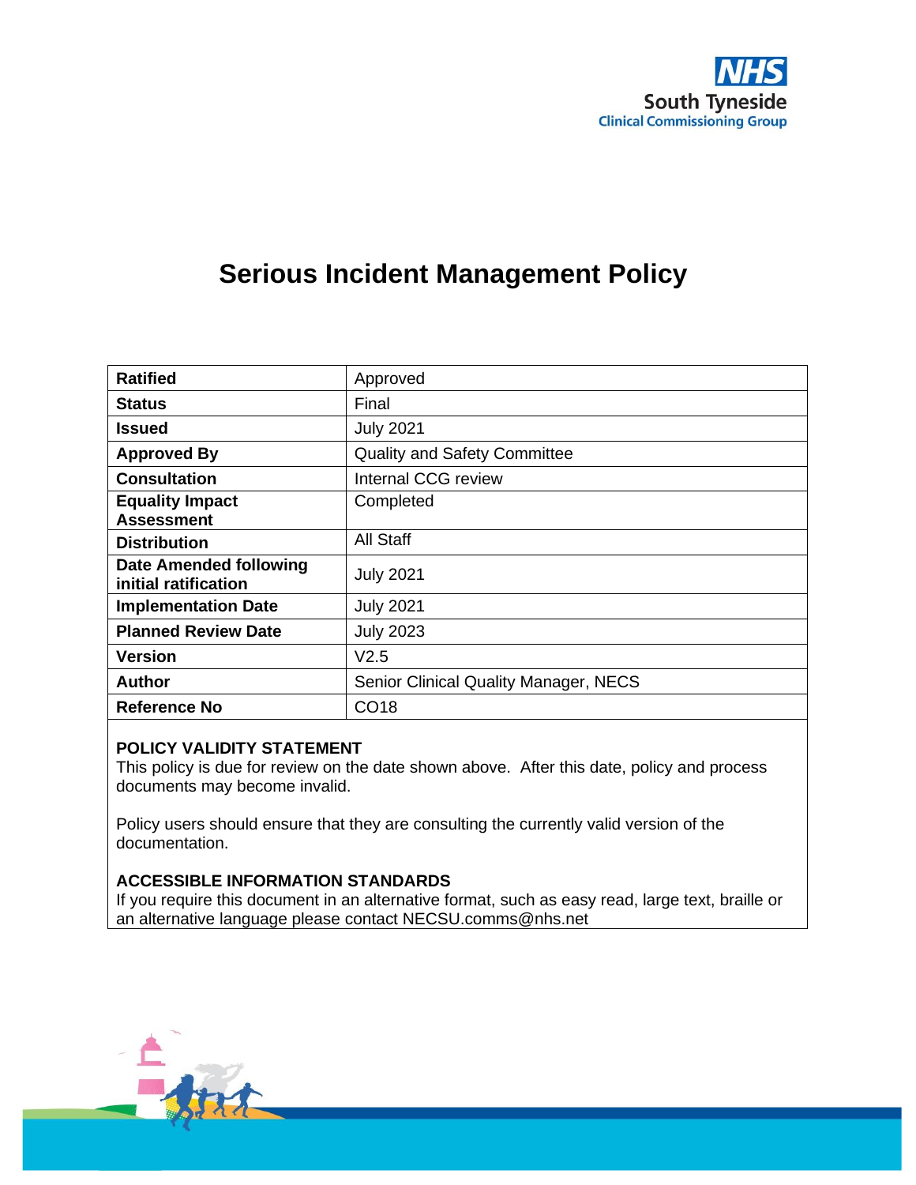NHS
South Tyneside
Clinical Commissioning Group

# Serious Incident Management Policy

| Ratified | Approved |
| --- | --- |
| Status | Final |
| Issued | July 2021 |
| Approved By | Quality and Safety Committee |
| Consultation | Internal CCG review |
| Equality Impact Assessment | Completed |
| Distribution | All Staff |
| Date Amended following initial ratification | July 2021 |
| Implementation Date | July 2021 |
| Planned Review Date | July 2023 |
| Version | V2.5 |
| Author | Senior Clinical Quality Manager, NECS |
| Reference No | CO18 |

**POLICY VALIDITY STATEMENT**
This policy is due for review on the date shown above. After this date, policy and process documents may become invalid.

Policy users should ensure that they are consulting the currently valid version of the documentation.

**ACCESSIBLE INFORMATION STANDARDS**
If you require this document in an alternative format, such as easy read, large text, braille or an alternative language please contact NECSU.comms@nhs.net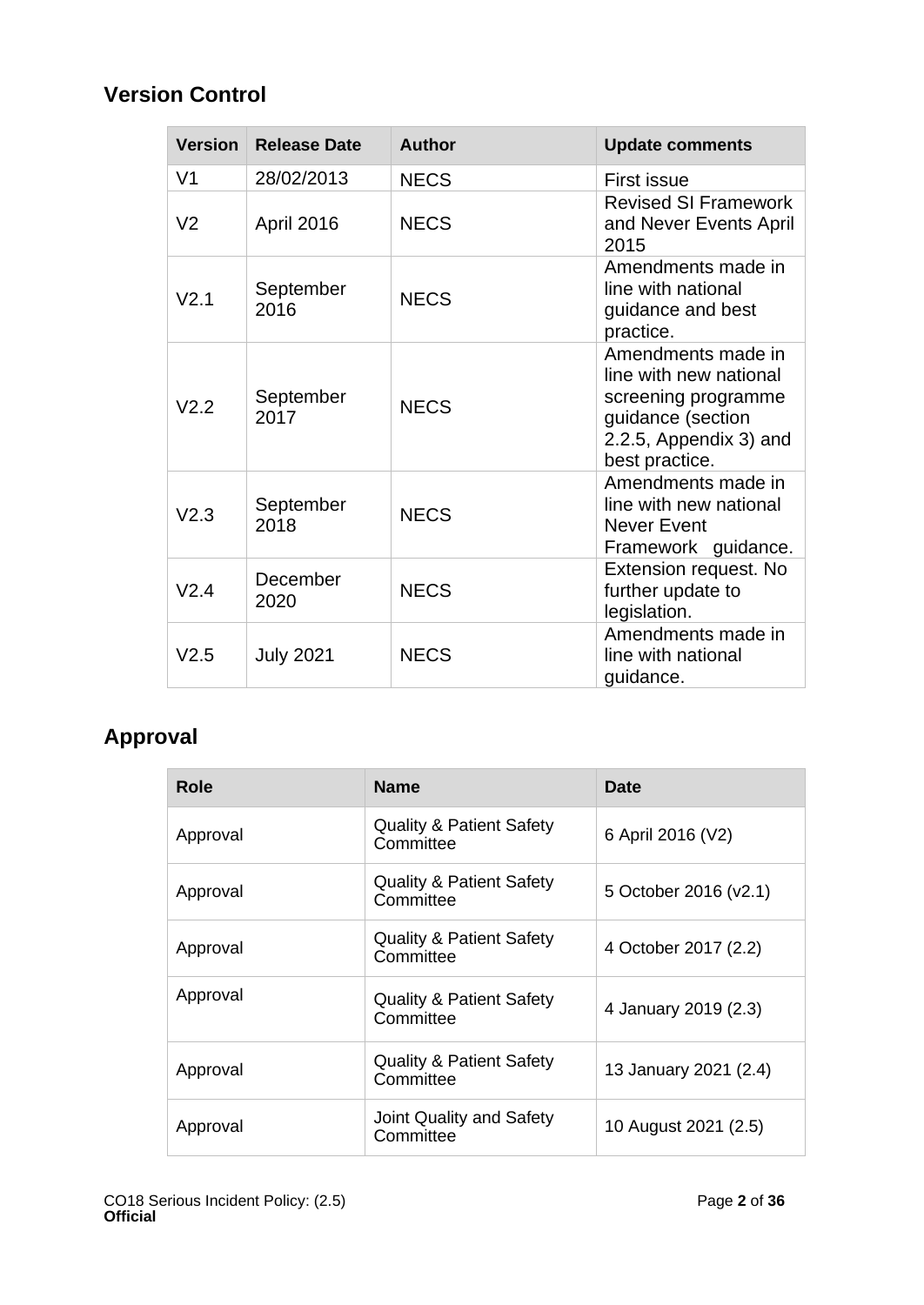## Version Control

| Version | Release Date | Author | Update comments |
|---|---|---|---|
| V1 | 28/02/2013 | NECS | First issue |
| V2 | April 2016 | NECS | Revised SI Framework and Never Events April 2015 |
| V2.1 | September 2016 | NECS | Amendments made in line with national guidance and best practice. |
| V2.2 | September 2017 | NECS | Amendments made in line with new national screening programme guidance (section 2.2.5, Appendix 3) and best practice. |
| V2.3 | September 2018 | NECS | Amendments made in line with new national Never Event Framework guidance. |
| V2.4 | December 2020 | NECS | Extension request. No further update to legislation. |
| V2.5 | July 2021 | NECS | Amendments made in line with national guidance. |

## Approval

| Role | Name | Date |
|---|---|---|
| Approval | Quality & Patient Safety Committee | 6 April 2016 (V2) |
| Approval | Quality & Patient Safety Committee | 5 October 2016 (v2.1) |
| Approval | Quality & Patient Safety Committee | 4 October 2017 (2.2) |
| Approval | Quality & Patient Safety Committee | 4 January 2019 (2.3) |
| Approval | Quality & Patient Safety Committee | 13 January 2021 (2.4) |
| Approval | Joint Quality and Safety Committee | 10 August 2021 (2.5) |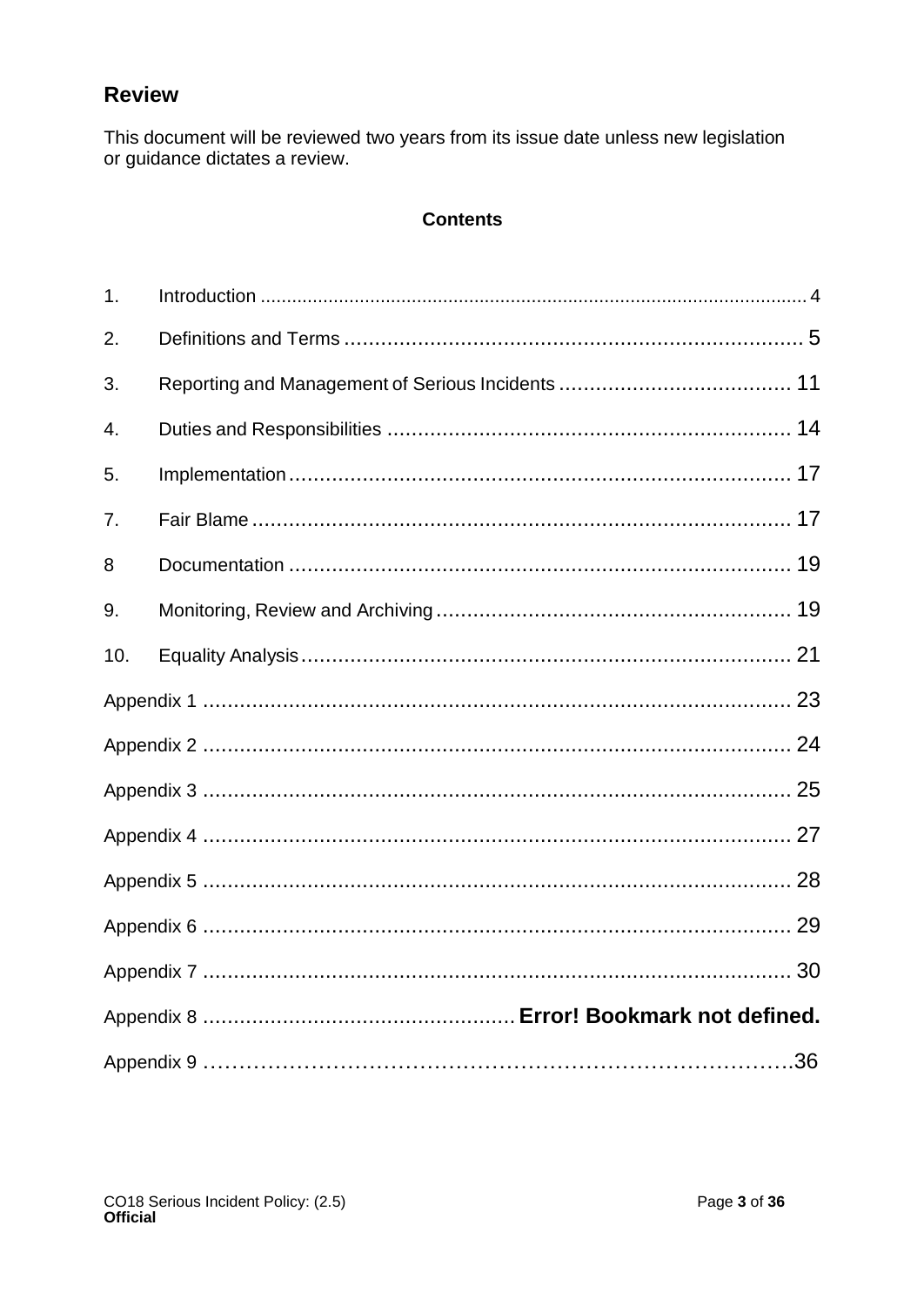## Review

This document will be reviewed two years from its issue date unless new legislation or guidance dictates a review.

**Contents**

1. Introduction ........................................................................................................ 4
2. Definitions and Terms ........................................................................... 5
3. Reporting and Management of Serious Incidents ...................................... 11
4. Duties and Responsibilities .................................................................. 14
5. Implementation .................................................................................. 17
7. Fair Blame ........................................................................................ 17
8 Documentation .................................................................................. 19
9. Monitoring, Review and Archiving .......................................................... 19
10. Equality Analysis ................................................................................ 21

Appendix 1 ................................................................................................ 23

Appendix 2 ................................................................................................ 24

Appendix 3 ................................................................................................ 25

Appendix 4 ................................................................................................ 27

Appendix 5 ................................................................................................ 28

Appendix 6 ................................................................................................ 29

Appendix 7 ................................................................................................ 30

Appendix 8 ................................................... **Error! Bookmark not defined.**

Appendix 9 ……………………………………………………………………….36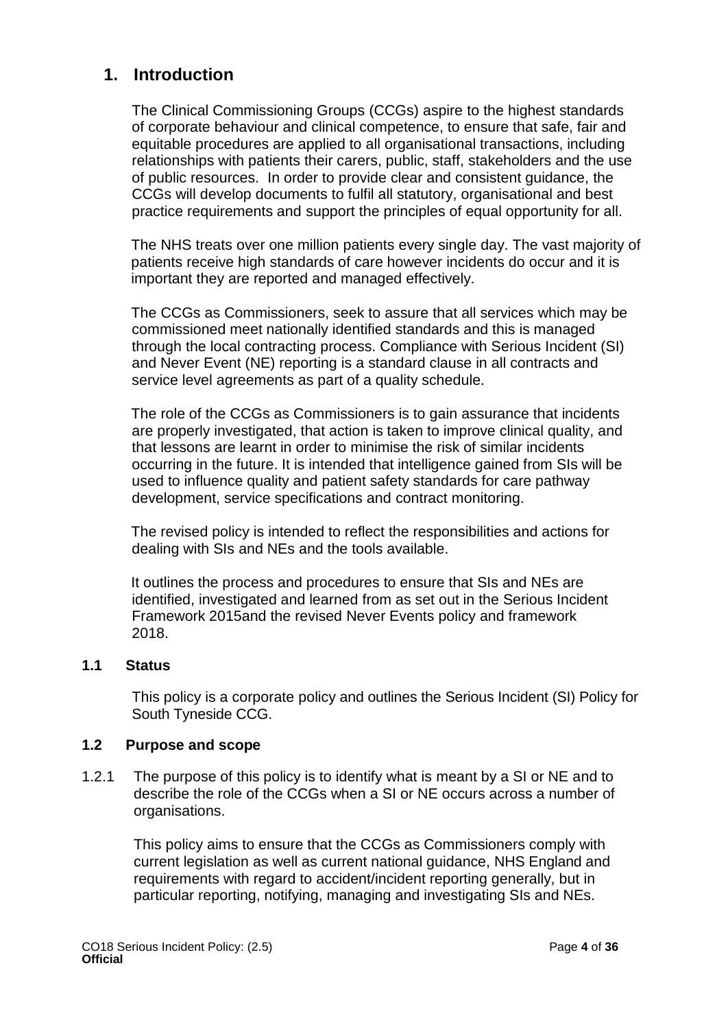## 1. Introduction

The Clinical Commissioning Groups (CCGs) aspire to the highest standards of corporate behaviour and clinical competence, to ensure that safe, fair and equitable procedures are applied to all organisational transactions, including relationships with patients their carers, public, staff, stakeholders and the use of public resources. In order to provide clear and consistent guidance, the CCGs will develop documents to fulfil all statutory, organisational and best practice requirements and support the principles of equal opportunity for all.

The NHS treats over one million patients every single day. The vast majority of patients receive high standards of care however incidents do occur and it is important they are reported and managed effectively.

The CCGs as Commissioners, seek to assure that all services which may be commissioned meet nationally identified standards and this is managed through the local contracting process. Compliance with Serious Incident (SI) and Never Event (NE) reporting is a standard clause in all contracts and service level agreements as part of a quality schedule.

The role of the CCGs as Commissioners is to gain assurance that incidents are properly investigated, that action is taken to improve clinical quality, and that lessons are learnt in order to minimise the risk of similar incidents occurring in the future. It is intended that intelligence gained from SIs will be used to influence quality and patient safety standards for care pathway development, service specifications and contract monitoring.

The revised policy is intended to reflect the responsibilities and actions for dealing with SIs and NEs and the tools available.

It outlines the process and procedures to ensure that SIs and NEs are identified, investigated and learned from as set out in the Serious Incident Framework 2015and the revised Never Events policy and framework 2018.

### 1.1 Status

This policy is a corporate policy and outlines the Serious Incident (SI) Policy for South Tyneside CCG.

### 1.2 Purpose and scope

1.2.1 The purpose of this policy is to identify what is meant by a SI or NE and to describe the role of the CCGs when a SI or NE occurs across a number of organisations.

This policy aims to ensure that the CCGs as Commissioners comply with current legislation as well as current national guidance, NHS England and requirements with regard to accident/incident reporting generally, but in particular reporting, notifying, managing and investigating SIs and NEs.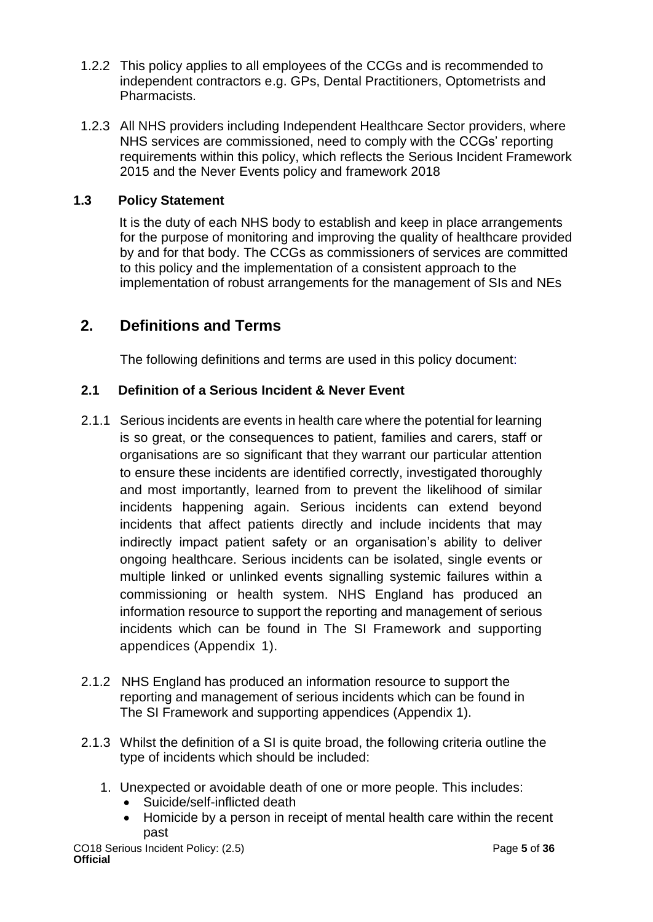1.2.2 This policy applies to all employees of the CCGs and is recommended to independent contractors e.g. GPs, Dental Practitioners, Optometrists and Pharmacists.

1.2.3 All NHS providers including Independent Healthcare Sector providers, where NHS services are commissioned, need to comply with the CCGs' reporting requirements within this policy, which reflects the Serious Incident Framework 2015 and the Never Events policy and framework 2018

### 1.3 Policy Statement

It is the duty of each NHS body to establish and keep in place arrangements for the purpose of monitoring and improving the quality of healthcare provided by and for that body. The CCGs as commissioners of services are committed to this policy and the implementation of a consistent approach to the implementation of robust arrangements for the management of SIs and NEs

## 2. Definitions and Terms

The following definitions and terms are used in this policy document:

### 2.1 Definition of a Serious Incident & Never Event

2.1.1 Serious incidents are events in health care where the potential for learning is so great, or the consequences to patient, families and carers, staff or organisations are so significant that they warrant our particular attention to ensure these incidents are identified correctly, investigated thoroughly and most importantly, learned from to prevent the likelihood of similar incidents happening again. Serious incidents can extend beyond incidents that affect patients directly and include incidents that may indirectly impact patient safety or an organisation's ability to deliver ongoing healthcare. Serious incidents can be isolated, single events or multiple linked or unlinked events signalling systemic failures within a commissioning or health system. NHS England has produced an information resource to support the reporting and management of serious incidents which can be found in The SI Framework and supporting appendices (Appendix 1).

2.1.2 NHS England has produced an information resource to support the reporting and management of serious incidents which can be found in The SI Framework and supporting appendices (Appendix 1).

2.1.3 Whilst the definition of a SI is quite broad, the following criteria outline the type of incidents which should be included:

1. Unexpected or avoidable death of one or more people. This includes:
   - Suicide/self-inflicted death
   - Homicide by a person in receipt of mental health care within the recent past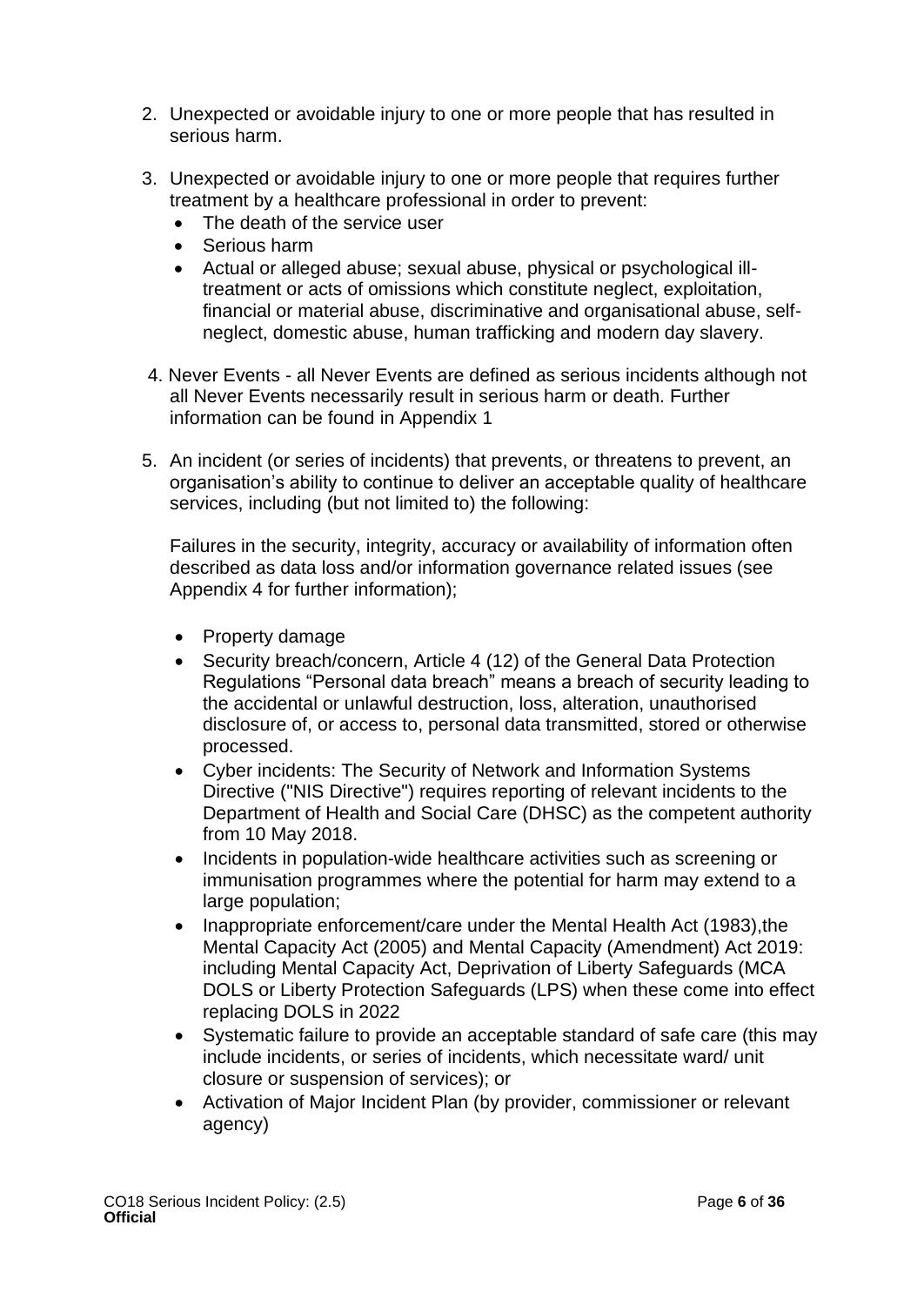2. Unexpected or avoidable injury to one or more people that has resulted in serious harm.

3. Unexpected or avoidable injury to one or more people that requires further treatment by a healthcare professional in order to prevent:
    - The death of the service user
    - Serious harm
    - Actual or alleged abuse; sexual abuse, physical or psychological ill-treatment or acts of omissions which constitute neglect, exploitation, financial or material abuse, discriminative and organisational abuse, self-neglect, domestic abuse, human trafficking and modern day slavery.

4. Never Events - all Never Events are defined as serious incidents although not all Never Events necessarily result in serious harm or death. Further information can be found in Appendix 1

5. An incident (or series of incidents) that prevents, or threatens to prevent, an organisation's ability to continue to deliver an acceptable quality of healthcare services, including (but not limited to) the following:

    Failures in the security, integrity, accuracy or availability of information often described as data loss and/or information governance related issues (see Appendix 4 for further information);

    - Property damage
    - Security breach/concern, Article 4 (12) of the General Data Protection Regulations "Personal data breach" means a breach of security leading to the accidental or unlawful destruction, loss, alteration, unauthorised disclosure of, or access to, personal data transmitted, stored or otherwise processed.
    - Cyber incidents: The Security of Network and Information Systems Directive ("NIS Directive") requires reporting of relevant incidents to the Department of Health and Social Care (DHSC) as the competent authority from 10 May 2018.
    - Incidents in population-wide healthcare activities such as screening or immunisation programmes where the potential for harm may extend to a large population;
    - Inappropriate enforcement/care under the Mental Health Act (1983),the Mental Capacity Act (2005) and Mental Capacity (Amendment) Act 2019: including Mental Capacity Act, Deprivation of Liberty Safeguards (MCA DOLS or Liberty Protection Safeguards (LPS) when these come into effect replacing DOLS in 2022
    - Systematic failure to provide an acceptable standard of safe care (this may include incidents, or series of incidents, which necessitate ward/ unit closure or suspension of services); or
    - Activation of Major Incident Plan (by provider, commissioner or relevant agency)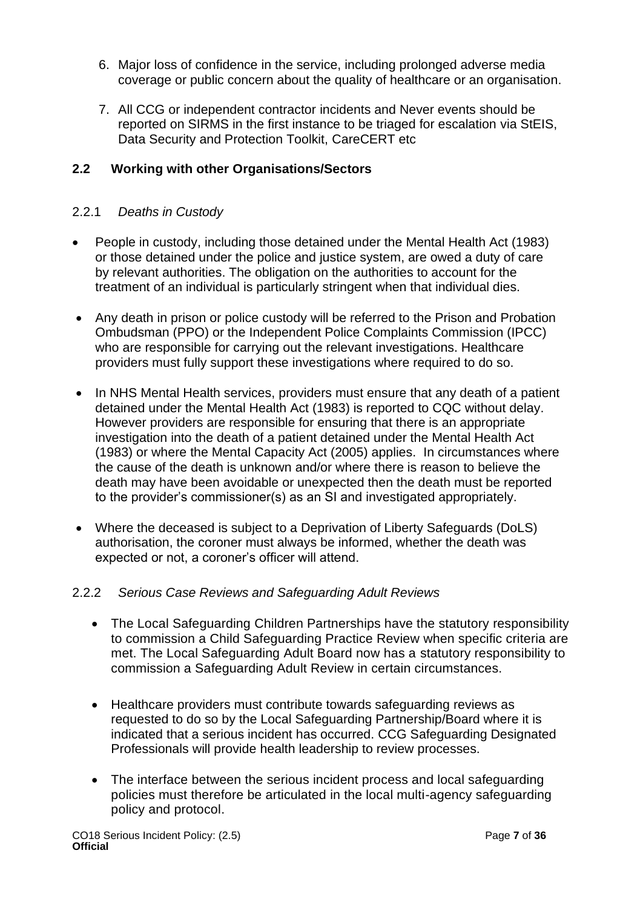6. Major loss of confidence in the service, including prolonged adverse media coverage or public concern about the quality of healthcare or an organisation.

7. All CCG or independent contractor incidents and Never events should be reported on SIRMS in the first instance to be triaged for escalation via StEIS, Data Security and Protection Toolkit, CareCERT etc

## 2.2 Working with other Organisations/Sectors

### 2.2.1 *Deaths in Custody*

- People in custody, including those detained under the Mental Health Act (1983) or those detained under the police and justice system, are owed a duty of care by relevant authorities. The obligation on the authorities to account for the treatment of an individual is particularly stringent when that individual dies.

- Any death in prison or police custody will be referred to the Prison and Probation Ombudsman (PPO) or the Independent Police Complaints Commission (IPCC) who are responsible for carrying out the relevant investigations. Healthcare providers must fully support these investigations where required to do so.

- In NHS Mental Health services, providers must ensure that any death of a patient detained under the Mental Health Act (1983) is reported to CQC without delay. However providers are responsible for ensuring that there is an appropriate investigation into the death of a patient detained under the Mental Health Act (1983) or where the Mental Capacity Act (2005) applies. In circumstances where the cause of the death is unknown and/or where there is reason to believe the death may have been avoidable or unexpected then the death must be reported to the provider's commissioner(s) as an SI and investigated appropriately.

- Where the deceased is subject to a Deprivation of Liberty Safeguards (DoLS) authorisation, the coroner must always be informed, whether the death was expected or not, a coroner's officer will attend.

### 2.2.2 *Serious Case Reviews and Safeguarding Adult Reviews*

- The Local Safeguarding Children Partnerships have the statutory responsibility to commission a Child Safeguarding Practice Review when specific criteria are met. The Local Safeguarding Adult Board now has a statutory responsibility to commission a Safeguarding Adult Review in certain circumstances.

- Healthcare providers must contribute towards safeguarding reviews as requested to do so by the Local Safeguarding Partnership/Board where it is indicated that a serious incident has occurred. CCG Safeguarding Designated Professionals will provide health leadership to review processes.

- The interface between the serious incident process and local safeguarding policies must therefore be articulated in the local multi-agency safeguarding policy and protocol.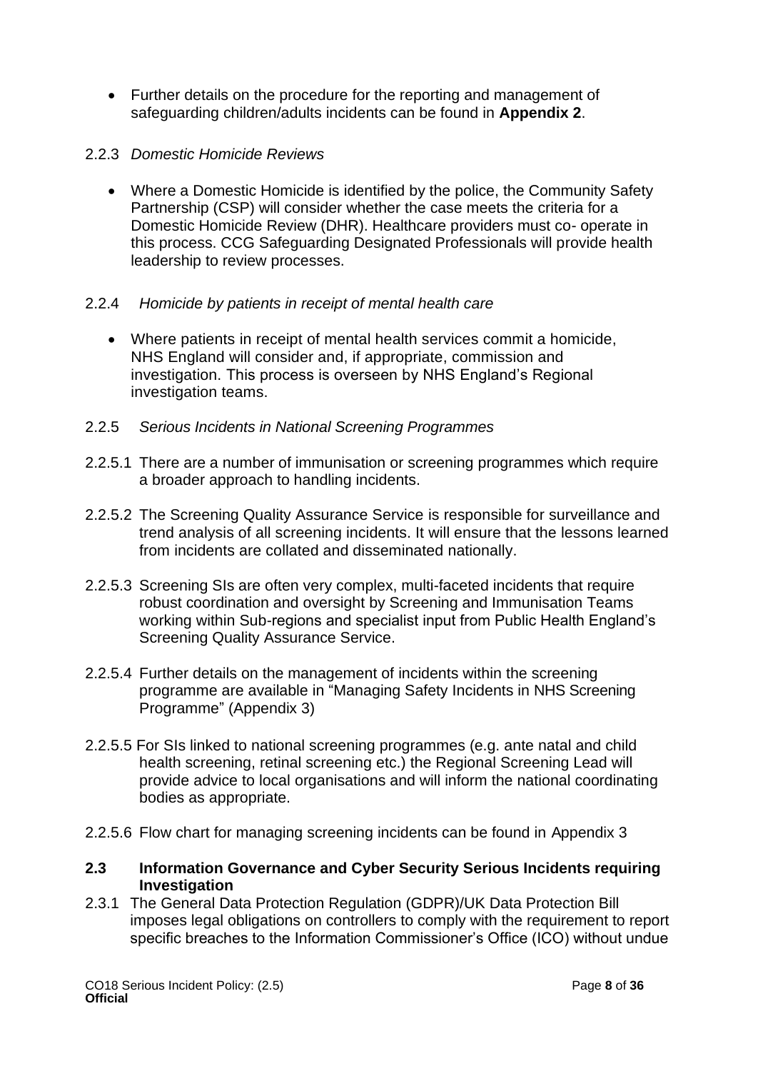- Further details on the procedure for the reporting and management of safeguarding children/adults incidents can be found in **Appendix 2**.

2.2.3 *Domestic Homicide Reviews*

- Where a Domestic Homicide is identified by the police, the Community Safety Partnership (CSP) will consider whether the case meets the criteria for a Domestic Homicide Review (DHR). Healthcare providers must co- operate in this process. CCG Safeguarding Designated Professionals will provide health leadership to review processes.

2.2.4 *Homicide by patients in receipt of mental health care*

- Where patients in receipt of mental health services commit a homicide, NHS England will consider and, if appropriate, commission and investigation. This process is overseen by NHS England's Regional investigation teams.

2.2.5 *Serious Incidents in National Screening Programmes*

2.2.5.1 There are a number of immunisation or screening programmes which require a broader approach to handling incidents.

2.2.5.2 The Screening Quality Assurance Service is responsible for surveillance and trend analysis of all screening incidents. It will ensure that the lessons learned from incidents are collated and disseminated nationally.

2.2.5.3 Screening SIs are often very complex, multi-faceted incidents that require robust coordination and oversight by Screening and Immunisation Teams working within Sub-regions and specialist input from Public Health England's Screening Quality Assurance Service.

2.2.5.4 Further details on the management of incidents within the screening programme are available in "Managing Safety Incidents in NHS Screening Programme" (Appendix 3)

2.2.5.5 For SIs linked to national screening programmes (e.g. ante natal and child health screening, retinal screening etc.) the Regional Screening Lead will provide advice to local organisations and will inform the national coordinating bodies as appropriate.

2.2.5.6 Flow chart for managing screening incidents can be found in Appendix 3

### 2.3 Information Governance and Cyber Security Serious Incidents requiring Investigation

2.3.1 The General Data Protection Regulation (GDPR)/UK Data Protection Bill imposes legal obligations on controllers to comply with the requirement to report specific breaches to the Information Commissioner's Office (ICO) without undue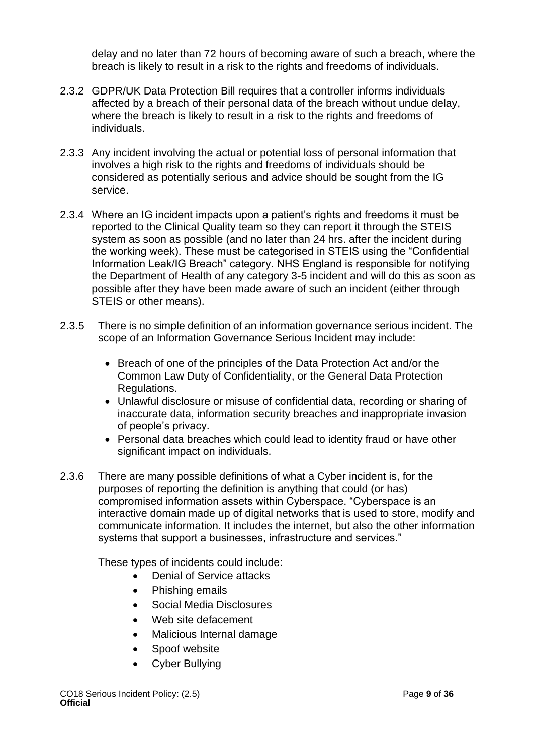delay and no later than 72 hours of becoming aware of such a breach, where the breach is likely to result in a risk to the rights and freedoms of individuals.

2.3.2 GDPR/UK Data Protection Bill requires that a controller informs individuals affected by a breach of their personal data of the breach without undue delay, where the breach is likely to result in a risk to the rights and freedoms of individuals.

2.3.3 Any incident involving the actual or potential loss of personal information that involves a high risk to the rights and freedoms of individuals should be considered as potentially serious and advice should be sought from the IG service.

2.3.4 Where an IG incident impacts upon a patient's rights and freedoms it must be reported to the Clinical Quality team so they can report it through the STEIS system as soon as possible (and no later than 24 hrs. after the incident during the working week). These must be categorised in STEIS using the "Confidential Information Leak/IG Breach" category. NHS England is responsible for notifying the Department of Health of any category 3-5 incident and will do this as soon as possible after they have been made aware of such an incident (either through STEIS or other means).

2.3.5 There is no simple definition of an information governance serious incident. The scope of an Information Governance Serious Incident may include:

- Breach of one of the principles of the Data Protection Act and/or the Common Law Duty of Confidentiality, or the General Data Protection Regulations.
- Unlawful disclosure or misuse of confidential data, recording or sharing of inaccurate data, information security breaches and inappropriate invasion of people's privacy.
- Personal data breaches which could lead to identity fraud or have other significant impact on individuals.

2.3.6 There are many possible definitions of what a Cyber incident is, for the purposes of reporting the definition is anything that could (or has) compromised information assets within Cyberspace. "Cyberspace is an interactive domain made up of digital networks that is used to store, modify and communicate information. It includes the internet, but also the other information systems that support a businesses, infrastructure and services."

These types of incidents could include:

- Denial of Service attacks
- Phishing emails
- Social Media Disclosures
- Web site defacement
- Malicious Internal damage
- Spoof website
- Cyber Bullying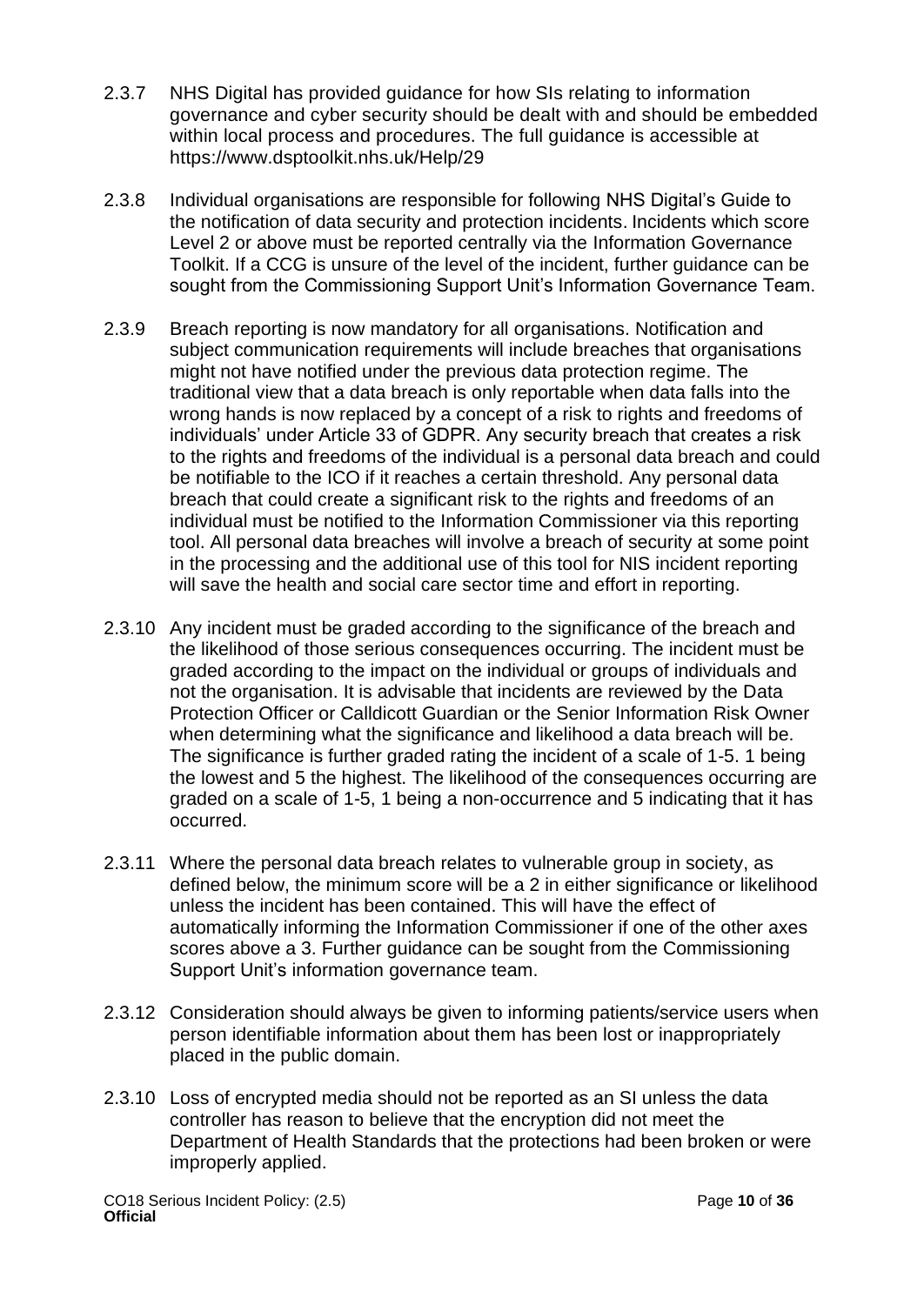2.3.7 NHS Digital has provided guidance for how SIs relating to information governance and cyber security should be dealt with and should be embedded within local process and procedures. The full guidance is accessible at https://www.dsptoolkit.nhs.uk/Help/29

2.3.8 Individual organisations are responsible for following NHS Digital's Guide to the notification of data security and protection incidents. Incidents which score Level 2 or above must be reported centrally via the Information Governance Toolkit. If a CCG is unsure of the level of the incident, further guidance can be sought from the Commissioning Support Unit's Information Governance Team.

2.3.9 Breach reporting is now mandatory for all organisations. Notification and subject communication requirements will include breaches that organisations might not have notified under the previous data protection regime. The traditional view that a data breach is only reportable when data falls into the wrong hands is now replaced by a concept of a risk to rights and freedoms of individuals' under Article 33 of GDPR. Any security breach that creates a risk to the rights and freedoms of the individual is a personal data breach and could be notifiable to the ICO if it reaches a certain threshold. Any personal data breach that could create a significant risk to the rights and freedoms of an individual must be notified to the Information Commissioner via this reporting tool. All personal data breaches will involve a breach of security at some point in the processing and the additional use of this tool for NIS incident reporting will save the health and social care sector time and effort in reporting.

2.3.10 Any incident must be graded according to the significance of the breach and the likelihood of those serious consequences occurring. The incident must be graded according to the impact on the individual or groups of individuals and not the organisation. It is advisable that incidents are reviewed by the Data Protection Officer or Calldicott Guardian or the Senior Information Risk Owner when determining what the significance and likelihood a data breach will be. The significance is further graded rating the incident of a scale of 1-5. 1 being the lowest and 5 the highest. The likelihood of the consequences occurring are graded on a scale of 1-5, 1 being a non-occurrence and 5 indicating that it has occurred.

2.3.11 Where the personal data breach relates to vulnerable group in society, as defined below, the minimum score will be a 2 in either significance or likelihood unless the incident has been contained. This will have the effect of automatically informing the Information Commissioner if one of the other axes scores above a 3. Further guidance can be sought from the Commissioning Support Unit's information governance team.

2.3.12 Consideration should always be given to informing patients/service users when person identifiable information about them has been lost or inappropriately placed in the public domain.

2.3.10 Loss of encrypted media should not be reported as an SI unless the data controller has reason to believe that the encryption did not meet the Department of Health Standards that the protections had been broken or were improperly applied.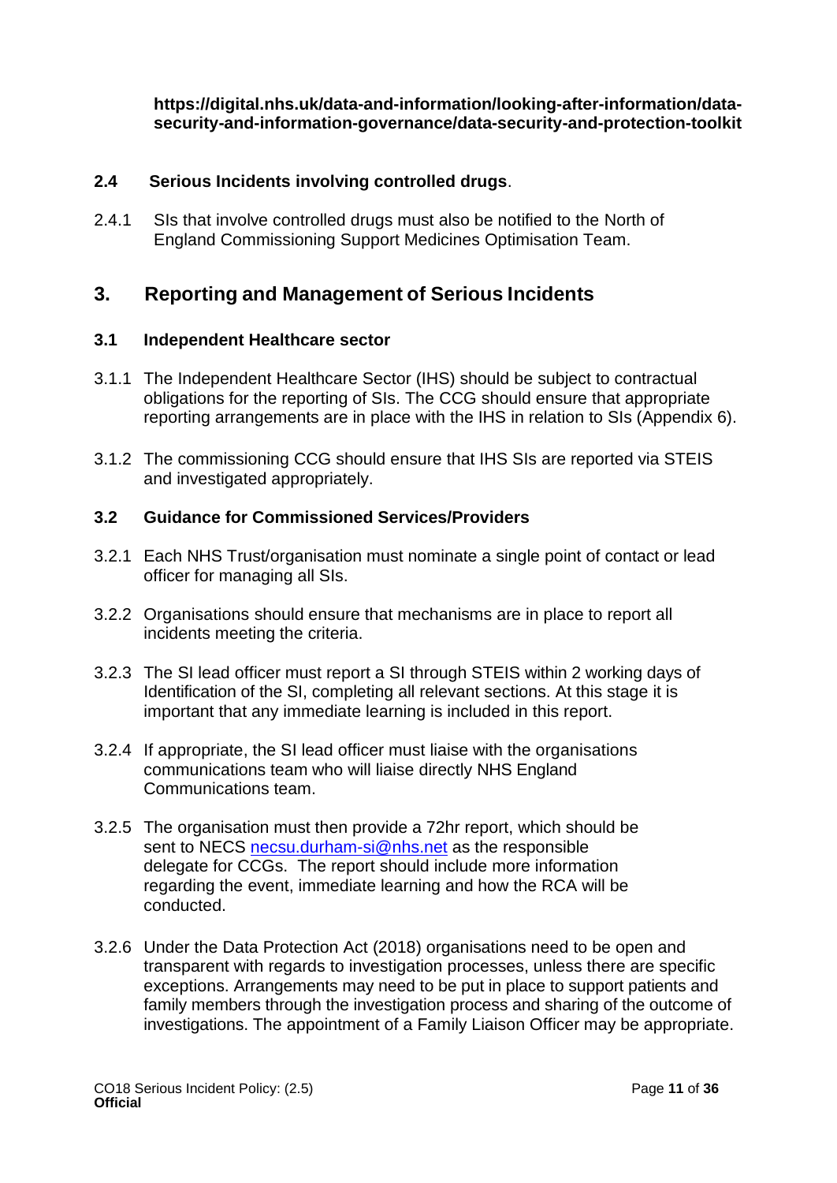**https://digital.nhs.uk/data-and-information/looking-after-information/data-security-and-information-governance/data-security-and-protection-toolkit**

### 2.4 Serious Incidents involving controlled drugs.

2.4.1 SIs that involve controlled drugs must also be notified to the North of England Commissioning Support Medicines Optimisation Team.

## 3. Reporting and Management of Serious Incidents

### 3.1 Independent Healthcare sector

3.1.1 The Independent Healthcare Sector (IHS) should be subject to contractual obligations for the reporting of SIs. The CCG should ensure that appropriate reporting arrangements are in place with the IHS in relation to SIs (Appendix 6).

3.1.2 The commissioning CCG should ensure that IHS SIs are reported via STEIS and investigated appropriately.

### 3.2 Guidance for Commissioned Services/Providers

3.2.1 Each NHS Trust/organisation must nominate a single point of contact or lead officer for managing all SIs.

3.2.2 Organisations should ensure that mechanisms are in place to report all incidents meeting the criteria.

3.2.3 The SI lead officer must report a SI through STEIS within 2 working days of Identification of the SI, completing all relevant sections. At this stage it is important that any immediate learning is included in this report.

3.2.4 If appropriate, the SI lead officer must liaise with the organisations communications team who will liaise directly NHS England Communications team.

3.2.5 The organisation must then provide a 72hr report, which should be sent to NECS necsu.durham-si@nhs.net as the responsible delegate for CCGs. The report should include more information regarding the event, immediate learning and how the RCA will be conducted.

3.2.6 Under the Data Protection Act (2018) organisations need to be open and transparent with regards to investigation processes, unless there are specific exceptions. Arrangements may need to be put in place to support patients and family members through the investigation process and sharing of the outcome of investigations. The appointment of a Family Liaison Officer may be appropriate.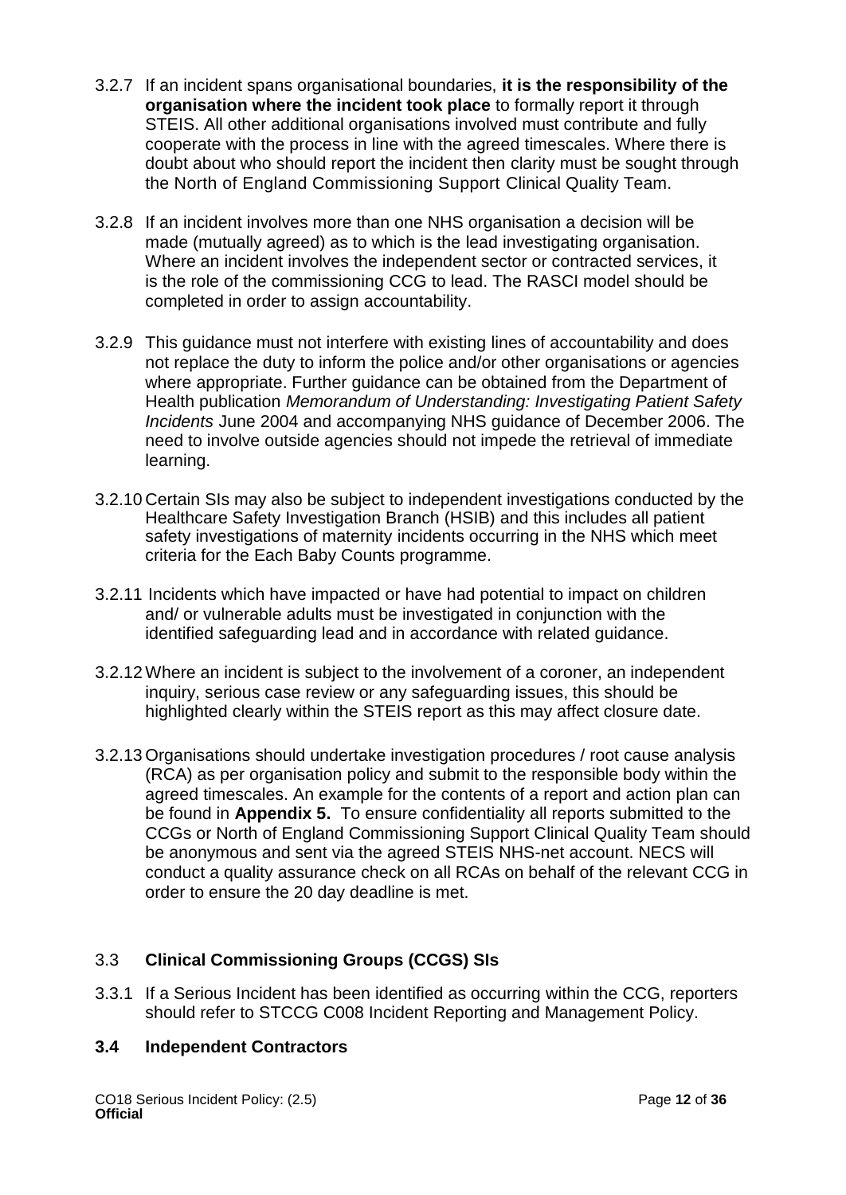3.2.7 If an incident spans organisational boundaries, **it is the responsibility of the organisation where the incident took place** to formally report it through STEIS. All other additional organisations involved must contribute and fully cooperate with the process in line with the agreed timescales. Where there is doubt about who should report the incident then clarity must be sought through the North of England Commissioning Support Clinical Quality Team.

3.2.8 If an incident involves more than one NHS organisation a decision will be made (mutually agreed) as to which is the lead investigating organisation. Where an incident involves the independent sector or contracted services, it is the role of the commissioning CCG to lead. The RASCI model should be completed in order to assign accountability.

3.2.9 This guidance must not interfere with existing lines of accountability and does not replace the duty to inform the police and/or other organisations or agencies where appropriate. Further guidance can be obtained from the Department of Health publication *Memorandum of Understanding: Investigating Patient Safety Incidents* June 2004 and accompanying NHS guidance of December 2006. The need to involve outside agencies should not impede the retrieval of immediate learning.

3.2.10 Certain SIs may also be subject to independent investigations conducted by the Healthcare Safety Investigation Branch (HSIB) and this includes all patient safety investigations of maternity incidents occurring in the NHS which meet criteria for the Each Baby Counts programme.

3.2.11 Incidents which have impacted or have had potential to impact on children and/ or vulnerable adults must be investigated in conjunction with the identified safeguarding lead and in accordance with related guidance.

3.2.12 Where an incident is subject to the involvement of a coroner, an independent inquiry, serious case review or any safeguarding issues, this should be highlighted clearly within the STEIS report as this may affect closure date.

3.2.13 Organisations should undertake investigation procedures / root cause analysis (RCA) as per organisation policy and submit to the responsible body within the agreed timescales. An example for the contents of a report and action plan can be found in **Appendix 5.** To ensure confidentiality all reports submitted to the CCGs or North of England Commissioning Support Clinical Quality Team should be anonymous and sent via the agreed STEIS NHS-net account. NECS will conduct a quality assurance check on all RCAs on behalf of the relevant CCG in order to ensure the 20 day deadline is met.

## 3.3 **Clinical Commissioning Groups (CCGS) SIs**

3.3.1 If a Serious Incident has been identified as occurring within the CCG, reporters should refer to STCCG C008 Incident Reporting and Management Policy.

## **3.4 Independent Contractors**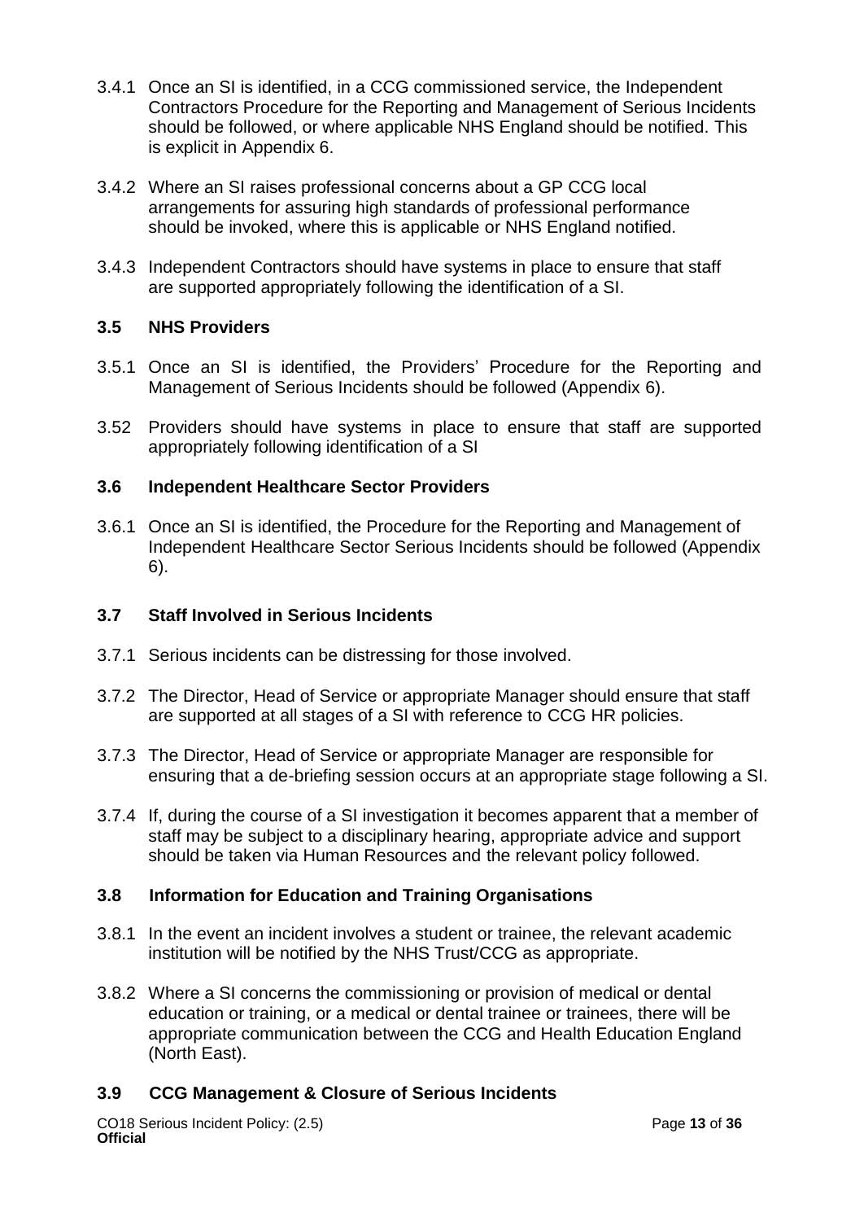3.4.1 Once an SI is identified, in a CCG commissioned service, the Independent Contractors Procedure for the Reporting and Management of Serious Incidents should be followed, or where applicable NHS England should be notified. This is explicit in Appendix 6.

3.4.2 Where an SI raises professional concerns about a GP CCG local arrangements for assuring high standards of professional performance should be invoked, where this is applicable or NHS England notified.

3.4.3 Independent Contractors should have systems in place to ensure that staff are supported appropriately following the identification of a SI.

### 3.5 NHS Providers

3.5.1 Once an SI is identified, the Providers' Procedure for the Reporting and Management of Serious Incidents should be followed (Appendix 6).

3.52 Providers should have systems in place to ensure that staff are supported appropriately following identification of a SI

### 3.6 Independent Healthcare Sector Providers

3.6.1 Once an SI is identified, the Procedure for the Reporting and Management of Independent Healthcare Sector Serious Incidents should be followed (Appendix 6).

### 3.7 Staff Involved in Serious Incidents

3.7.1 Serious incidents can be distressing for those involved.

3.7.2 The Director, Head of Service or appropriate Manager should ensure that staff are supported at all stages of a SI with reference to CCG HR policies.

3.7.3 The Director, Head of Service or appropriate Manager are responsible for ensuring that a de-briefing session occurs at an appropriate stage following a SI.

3.7.4 If, during the course of a SI investigation it becomes apparent that a member of staff may be subject to a disciplinary hearing, appropriate advice and support should be taken via Human Resources and the relevant policy followed.

### 3.8 Information for Education and Training Organisations

3.8.1 In the event an incident involves a student or trainee, the relevant academic institution will be notified by the NHS Trust/CCG as appropriate.

3.8.2 Where a SI concerns the commissioning or provision of medical or dental education or training, or a medical or dental trainee or trainees, there will be appropriate communication between the CCG and Health Education England (North East).

### 3.9 CCG Management & Closure of Serious Incidents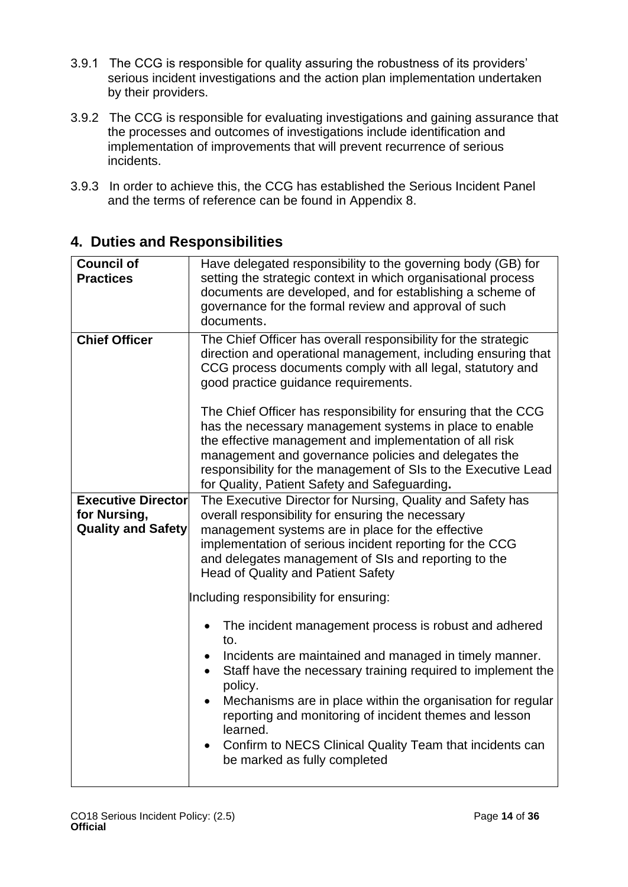3.9.1 The CCG is responsible for quality assuring the robustness of its providers' serious incident investigations and the action plan implementation undertaken by their providers.

3.9.2 The CCG is responsible for evaluating investigations and gaining assurance that the processes and outcomes of investigations include identification and implementation of improvements that will prevent recurrence of serious incidents.

3.9.3 In order to achieve this, the CCG has established the Serious Incident Panel and the terms of reference can be found in Appendix 8.

## 4. Duties and Responsibilities

| | |
|---|---|
| **Council of Practices** | Have delegated responsibility to the governing body (GB) for setting the strategic context in which organisational process documents are developed, and for establishing a scheme of governance for the formal review and approval of such documents. |
| **Chief Officer** | The Chief Officer has overall responsibility for the strategic direction and operational management, including ensuring that CCG process documents comply with all legal, statutory and good practice guidance requirements.<br><br>The Chief Officer has responsibility for ensuring that the CCG has the necessary management systems in place to enable the effective management and implementation of all risk management and governance policies and delegates the responsibility for the management of SIs to the Executive Lead for Quality, Patient Safety and Safeguarding**.** |
| **Executive Director for Nursing, Quality and Safety** | The Executive Director for Nursing, Quality and Safety has overall responsibility for ensuring the necessary management systems are in place for the effective implementation of serious incident reporting for the CCG and delegates management of SIs and reporting to the Head of Quality and Patient Safety<br><br>Including responsibility for ensuring:<br><br>• The incident management process is robust and adhered to.<br>• Incidents are maintained and managed in timely manner.<br>• Staff have the necessary training required to implement the policy.<br>• Mechanisms are in place within the organisation for regular reporting and monitoring of incident themes and lesson learned.<br>• Confirm to NECS Clinical Quality Team that incidents can be marked as fully completed |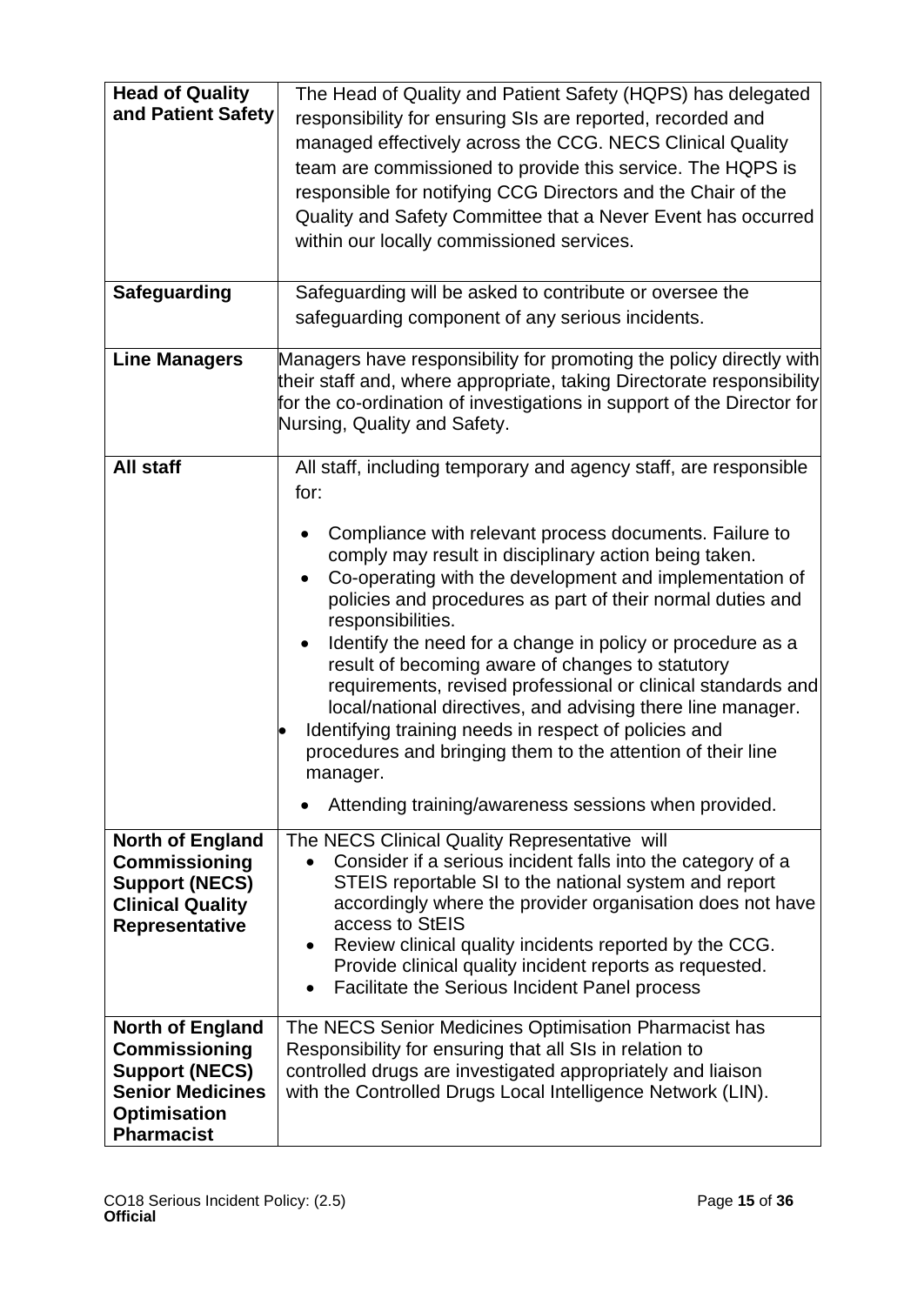| | |
|---|---|
| **Head of Quality and Patient Safety** | The Head of Quality and Patient Safety (HQPS) has delegated responsibility for ensuring SIs are reported, recorded and managed effectively across the CCG. NECS Clinical Quality team are commissioned to provide this service. The HQPS is responsible for notifying CCG Directors and the Chair of the Quality and Safety Committee that a Never Event has occurred within our locally commissioned services. |
| **Safeguarding** | Safeguarding will be asked to contribute or oversee the safeguarding component of any serious incidents. |
| **Line Managers** | Managers have responsibility for promoting the policy directly with their staff and, where appropriate, taking Directorate responsibility for the co-ordination of investigations in support of the Director for Nursing, Quality and Safety. |
| **All staff** | All staff, including temporary and agency staff, are responsible for:<br><br>• Compliance with relevant process documents. Failure to comply may result in disciplinary action being taken.<br>• Co-operating with the development and implementation of policies and procedures as part of their normal duties and responsibilities.<br>• Identify the need for a change in policy or procedure as a result of becoming aware of changes to statutory requirements, revised professional or clinical standards and local/national directives, and advising there line manager.<br>• Identifying training needs in respect of policies and procedures and bringing them to the attention of their line manager.<br>• Attending training/awareness sessions when provided. |
| **North of England Commissioning Support (NECS) Clinical Quality Representative** | The NECS Clinical Quality Representative will<br>• Consider if a serious incident falls into the category of a STEIS reportable SI to the national system and report accordingly where the provider organisation does not have access to StEIS<br>• Review clinical quality incidents reported by the CCG. Provide clinical quality incident reports as requested.<br>• Facilitate the Serious Incident Panel process |
| **North of England Commissioning Support (NECS) Senior Medicines Optimisation Pharmacist** | The NECS Senior Medicines Optimisation Pharmacist has Responsibility for ensuring that all SIs in relation to controlled drugs are investigated appropriately and liaison with the Controlled Drugs Local Intelligence Network (LIN). |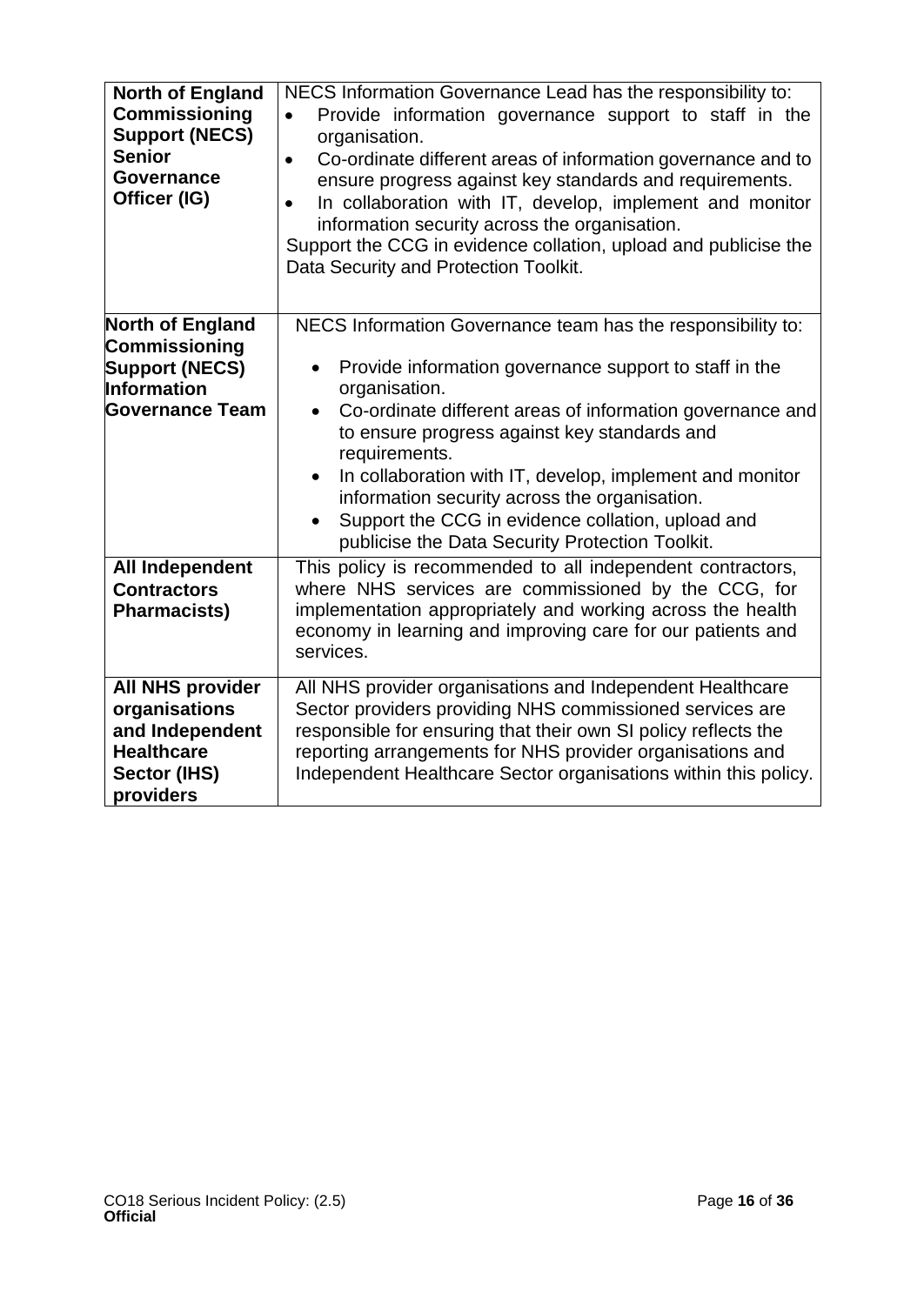| | |
|---|---|
| **North of England Commissioning Support (NECS) Senior Governance Officer (IG)** | NECS Information Governance Lead has the responsibility to:<br>• Provide information governance support to staff in the organisation.<br>• Co-ordinate different areas of information governance and to ensure progress against key standards and requirements.<br>• In collaboration with IT, develop, implement and monitor information security across the organisation.<br>Support the CCG in evidence collation, upload and publicise the Data Security and Protection Toolkit. |
| **North of England Commissioning Support (NECS) Information Governance Team** | NECS Information Governance team has the responsibility to:<br>• Provide information governance support to staff in the organisation.<br>• Co-ordinate different areas of information governance and to ensure progress against key standards and requirements.<br>• In collaboration with IT, develop, implement and monitor information security across the organisation.<br>• Support the CCG in evidence collation, upload and publicise the Data Security Protection Toolkit. |
| **All Independent Contractors Pharmacists)** | This policy is recommended to all independent contractors, where NHS services are commissioned by the CCG, for implementation appropriately and working across the health economy in learning and improving care for our patients and services. |
| **All NHS provider organisations and Independent Healthcare Sector (IHS) providers** | All NHS provider organisations and Independent Healthcare Sector providers providing NHS commissioned services are responsible for ensuring that their own SI policy reflects the reporting arrangements for NHS provider organisations and Independent Healthcare Sector organisations within this policy. |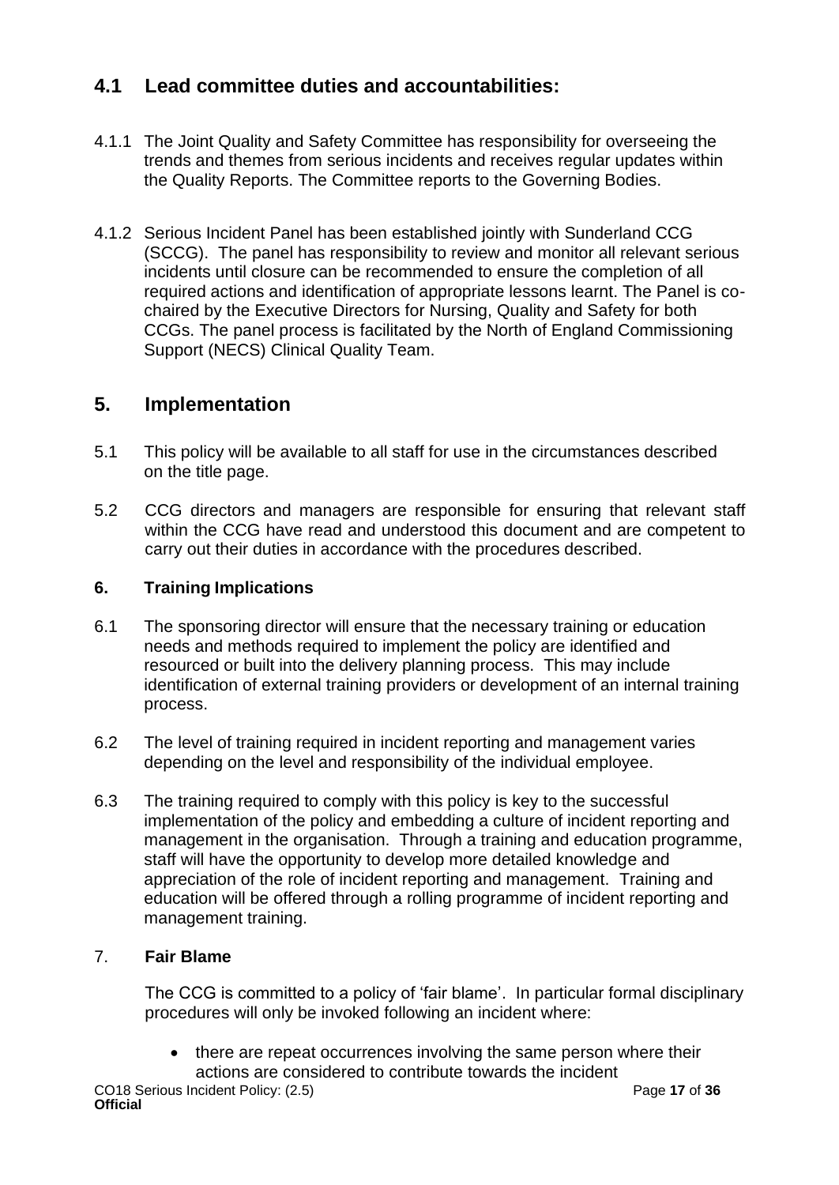## 4.1 Lead committee duties and accountabilities:

4.1.1 The Joint Quality and Safety Committee has responsibility for overseeing the trends and themes from serious incidents and receives regular updates within the Quality Reports. The Committee reports to the Governing Bodies.

4.1.2 Serious Incident Panel has been established jointly with Sunderland CCG (SCCG). The panel has responsibility to review and monitor all relevant serious incidents until closure can be recommended to ensure the completion of all required actions and identification of appropriate lessons learnt. The Panel is co-chaired by the Executive Directors for Nursing, Quality and Safety for both CCGs. The panel process is facilitated by the North of England Commissioning Support (NECS) Clinical Quality Team.

## 5. Implementation

5.1 This policy will be available to all staff for use in the circumstances described on the title page.

5.2 CCG directors and managers are responsible for ensuring that relevant staff within the CCG have read and understood this document and are competent to carry out their duties in accordance with the procedures described.

### 6. Training Implications

6.1 The sponsoring director will ensure that the necessary training or education needs and methods required to implement the policy are identified and resourced or built into the delivery planning process. This may include identification of external training providers or development of an internal training process.

6.2 The level of training required in incident reporting and management varies depending on the level and responsibility of the individual employee.

6.3 The training required to comply with this policy is key to the successful implementation of the policy and embedding a culture of incident reporting and management in the organisation. Through a training and education programme, staff will have the opportunity to develop more detailed knowledge and appreciation of the role of incident reporting and management. Training and education will be offered through a rolling programme of incident reporting and management training.

### 7. Fair Blame

The CCG is committed to a policy of 'fair blame'. In particular formal disciplinary procedures will only be invoked following an incident where:

- there are repeat occurrences involving the same person where their actions are considered to contribute towards the incident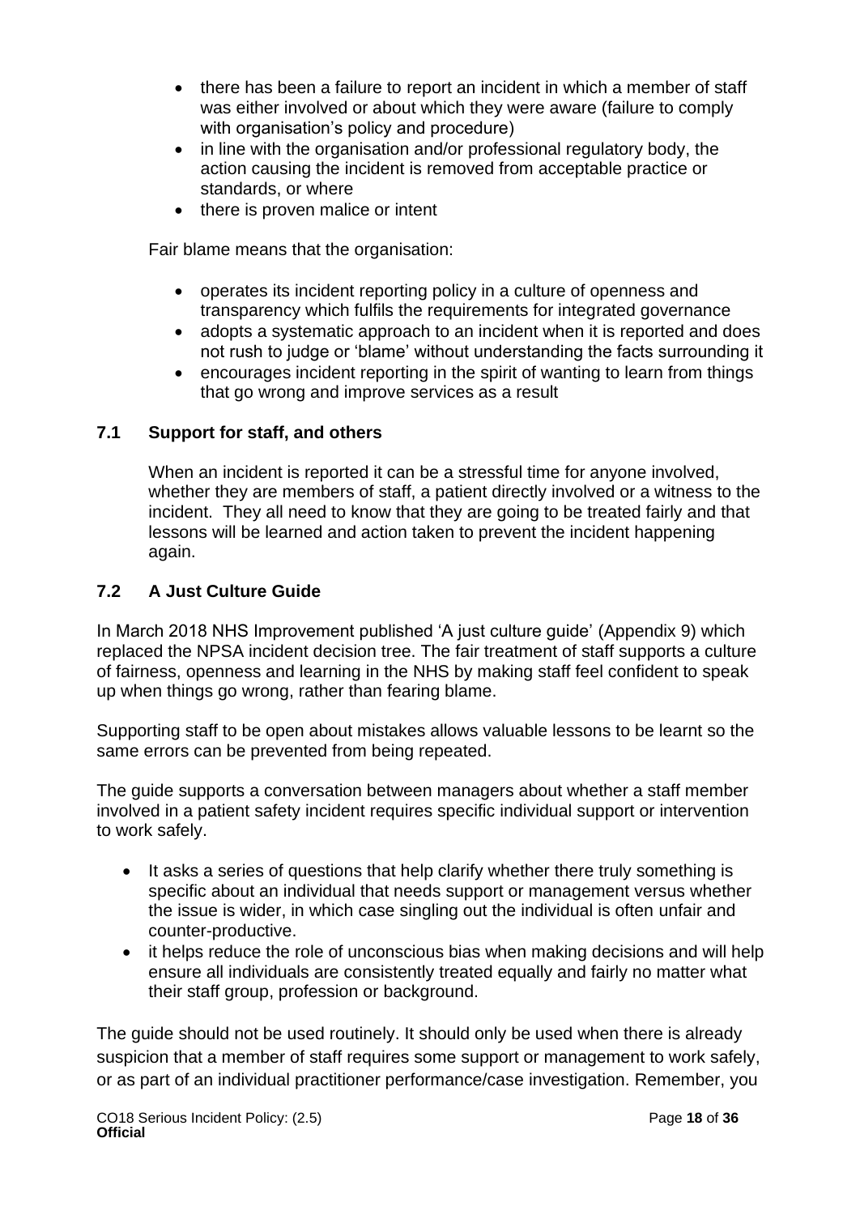- there has been a failure to report an incident in which a member of staff was either involved or about which they were aware (failure to comply with organisation's policy and procedure)
- in line with the organisation and/or professional regulatory body, the action causing the incident is removed from acceptable practice or standards, or where
- there is proven malice or intent

Fair blame means that the organisation:

- operates its incident reporting policy in a culture of openness and transparency which fulfils the requirements for integrated governance
- adopts a systematic approach to an incident when it is reported and does not rush to judge or 'blame' without understanding the facts surrounding it
- encourages incident reporting in the spirit of wanting to learn from things that go wrong and improve services as a result

### 7.1 Support for staff, and others

When an incident is reported it can be a stressful time for anyone involved, whether they are members of staff, a patient directly involved or a witness to the incident. They all need to know that they are going to be treated fairly and that lessons will be learned and action taken to prevent the incident happening again.

### 7.2 A Just Culture Guide

In March 2018 NHS Improvement published 'A just culture guide' (Appendix 9) which replaced the NPSA incident decision tree. The fair treatment of staff supports a culture of fairness, openness and learning in the NHS by making staff feel confident to speak up when things go wrong, rather than fearing blame.

Supporting staff to be open about mistakes allows valuable lessons to be learnt so the same errors can be prevented from being repeated.

The guide supports a conversation between managers about whether a staff member involved in a patient safety incident requires specific individual support or intervention to work safely.

- It asks a series of questions that help clarify whether there truly something is specific about an individual that needs support or management versus whether the issue is wider, in which case singling out the individual is often unfair and counter-productive.
- it helps reduce the role of unconscious bias when making decisions and will help ensure all individuals are consistently treated equally and fairly no matter what their staff group, profession or background.

The guide should not be used routinely. It should only be used when there is already suspicion that a member of staff requires some support or management to work safely, or as part of an individual practitioner performance/case investigation. Remember, you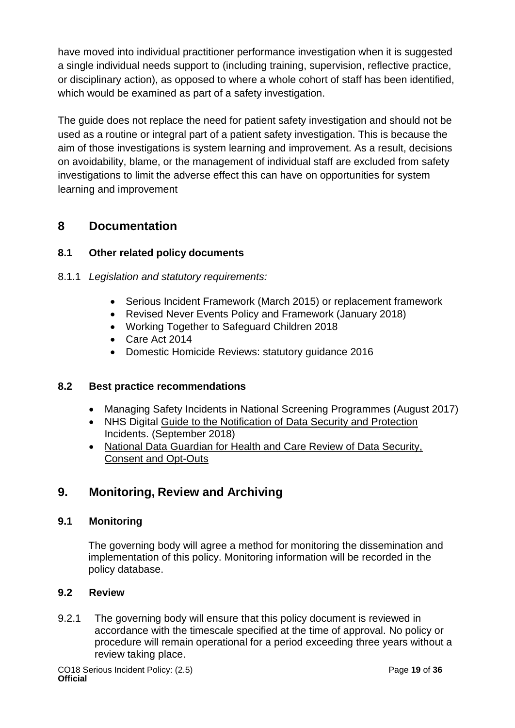have moved into individual practitioner performance investigation when it is suggested a single individual needs support to (including training, supervision, reflective practice, or disciplinary action), as opposed to where a whole cohort of staff has been identified, which would be examined as part of a safety investigation.

The guide does not replace the need for patient safety investigation and should not be used as a routine or integral part of a patient safety investigation. This is because the aim of those investigations is system learning and improvement. As a result, decisions on avoidability, blame, or the management of individual staff are excluded from safety investigations to limit the adverse effect this can have on opportunities for system learning and improvement

## 8 Documentation

### 8.1 Other related policy documents

8.1.1 *Legislation and statutory requirements:*

- Serious Incident Framework (March 2015) or replacement framework
- Revised Never Events Policy and Framework (January 2018)
- Working Together to Safeguard Children 2018
- Care Act 2014
- Domestic Homicide Reviews: statutory guidance 2016

### 8.2 Best practice recommendations

- Managing Safety Incidents in National Screening Programmes (August 2017)
- NHS Digital Guide to the Notification of Data Security and Protection Incidents. (September 2018)
- National Data Guardian for Health and Care Review of Data Security, Consent and Opt-Outs

## 9. Monitoring, Review and Archiving

### 9.1 Monitoring

The governing body will agree a method for monitoring the dissemination and implementation of this policy. Monitoring information will be recorded in the policy database.

### 9.2 Review

9.2.1 The governing body will ensure that this policy document is reviewed in accordance with the timescale specified at the time of approval. No policy or procedure will remain operational for a period exceeding three years without a review taking place.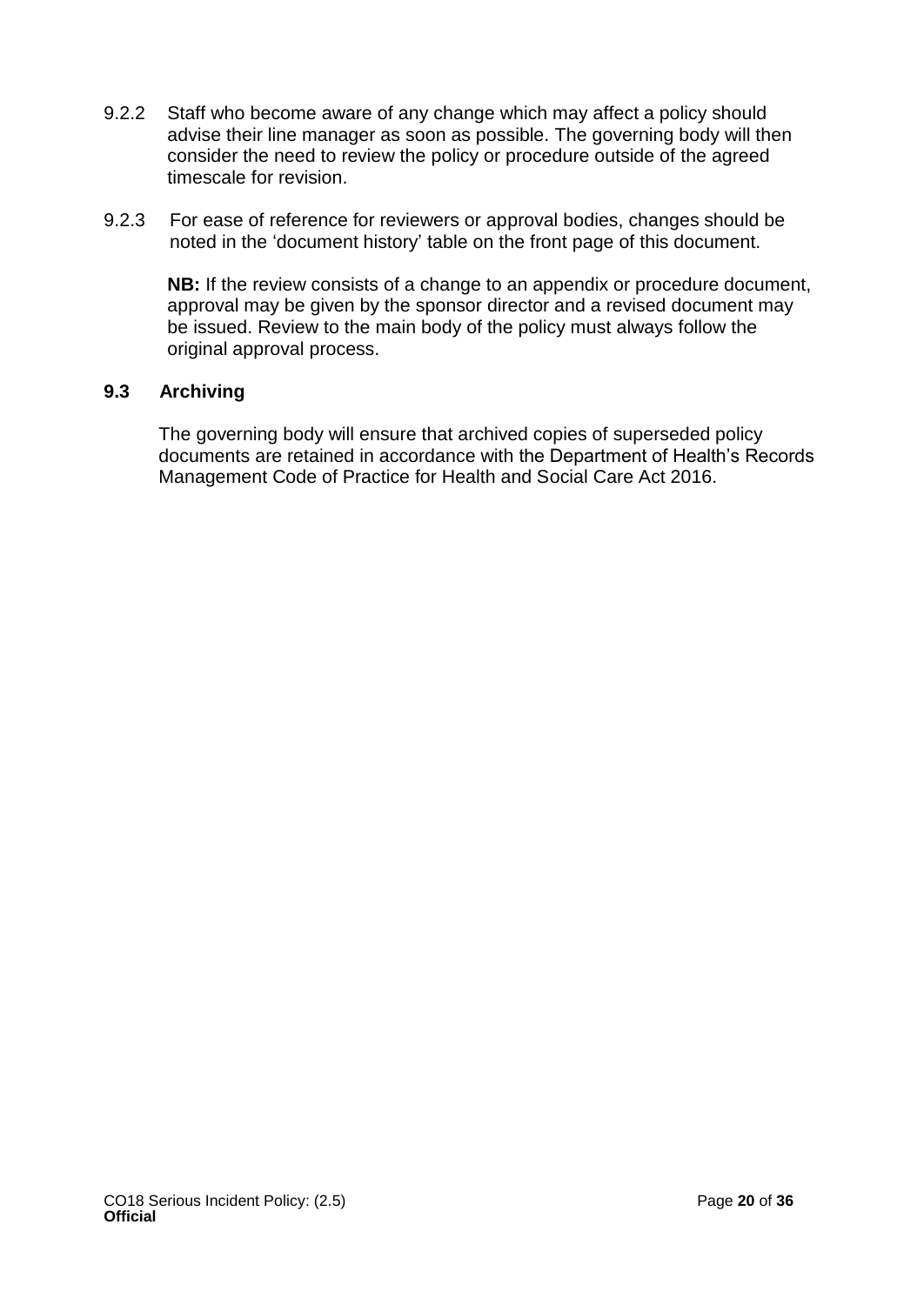9.2.2 Staff who become aware of any change which may affect a policy should advise their line manager as soon as possible. The governing body will then consider the need to review the policy or procedure outside of the agreed timescale for revision.

9.2.3 For ease of reference for reviewers or approval bodies, changes should be noted in the 'document history' table on the front page of this document.

**NB:** If the review consists of a change to an appendix or procedure document, approval may be given by the sponsor director and a revised document may be issued. Review to the main body of the policy must always follow the original approval process.

### 9.3 Archiving

The governing body will ensure that archived copies of superseded policy documents are retained in accordance with the Department of Health's Records Management Code of Practice for Health and Social Care Act 2016.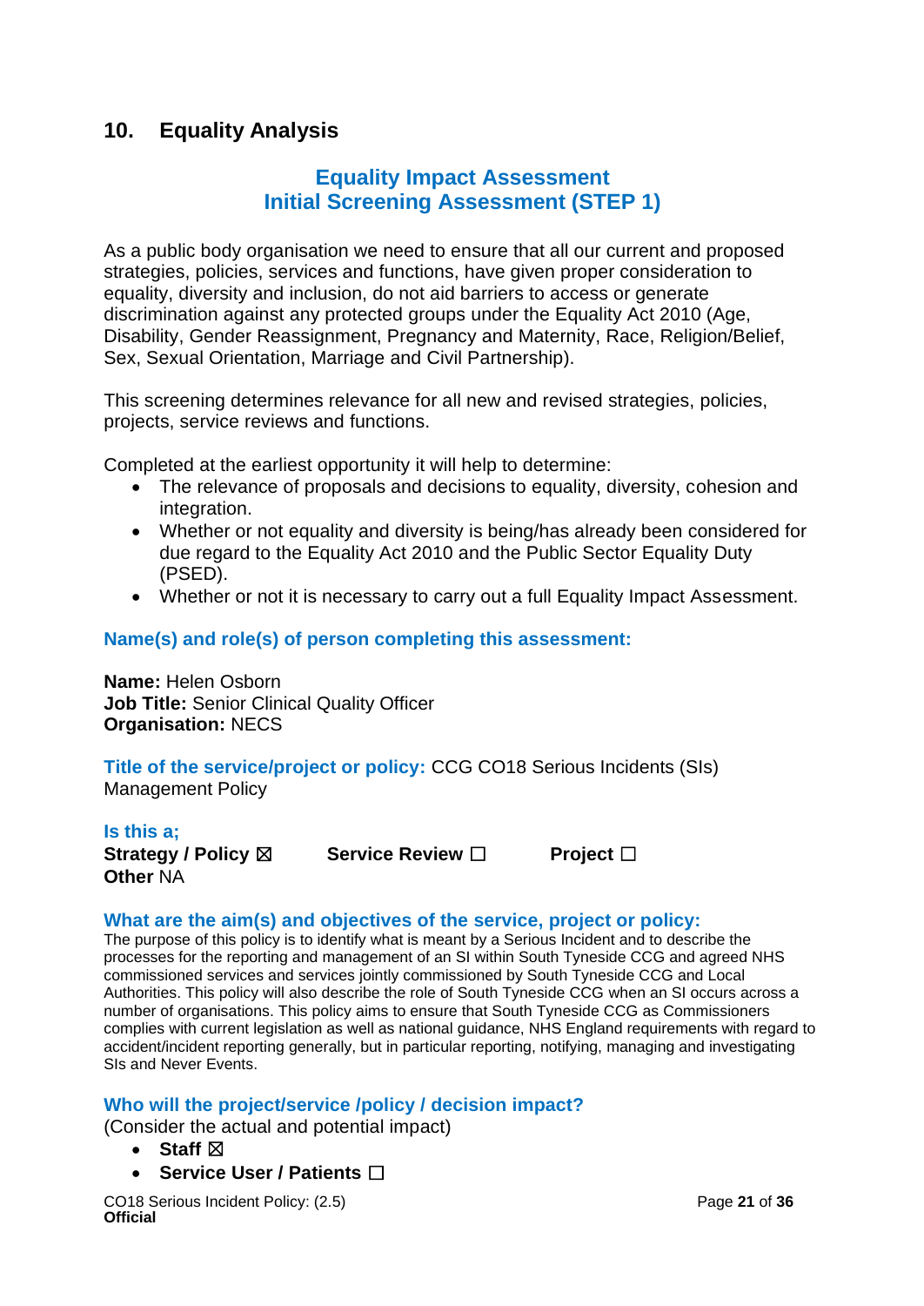## 10. Equality Analysis

### Equality Impact Assessment
### Initial Screening Assessment (STEP 1)

As a public body organisation we need to ensure that all our current and proposed strategies, policies, services and functions, have given proper consideration to equality, diversity and inclusion, do not aid barriers to access or generate discrimination against any protected groups under the Equality Act 2010 (Age, Disability, Gender Reassignment, Pregnancy and Maternity, Race, Religion/Belief, Sex, Sexual Orientation, Marriage and Civil Partnership).

This screening determines relevance for all new and revised strategies, policies, projects, service reviews and functions.

Completed at the earliest opportunity it will help to determine:

- The relevance of proposals and decisions to equality, diversity, cohesion and integration.
- Whether or not equality and diversity is being/has already been considered for due regard to the Equality Act 2010 and the Public Sector Equality Duty (PSED).
- Whether or not it is necessary to carry out a full Equality Impact Assessment.

**Name(s) and role(s) of person completing this assessment:**

**Name:** Helen Osborn
**Job Title:** Senior Clinical Quality Officer
**Organisation:** NECS

**Title of the service/project or policy:** CCG CO18 Serious Incidents (SIs) Management Policy

**Is this a;**
**Strategy / Policy** ☒ **Service Review** ☐ **Project** ☐
**Other** NA

**What are the aim(s) and objectives of the service, project or policy:**
The purpose of this policy is to identify what is meant by a Serious Incident and to describe the processes for the reporting and management of an SI within South Tyneside CCG and agreed NHS commissioned services and services jointly commissioned by South Tyneside CCG and Local Authorities. This policy will also describe the role of South Tyneside CCG when an SI occurs across a number of organisations. This policy aims to ensure that South Tyneside CCG as Commissioners complies with current legislation as well as national guidance, NHS England requirements with regard to accident/incident reporting generally, but in particular reporting, notifying, managing and investigating SIs and Never Events.

**Who will the project/service /policy / decision impact?**
(Consider the actual and potential impact)

- **Staff** ☒
- **Service User / Patients** ☐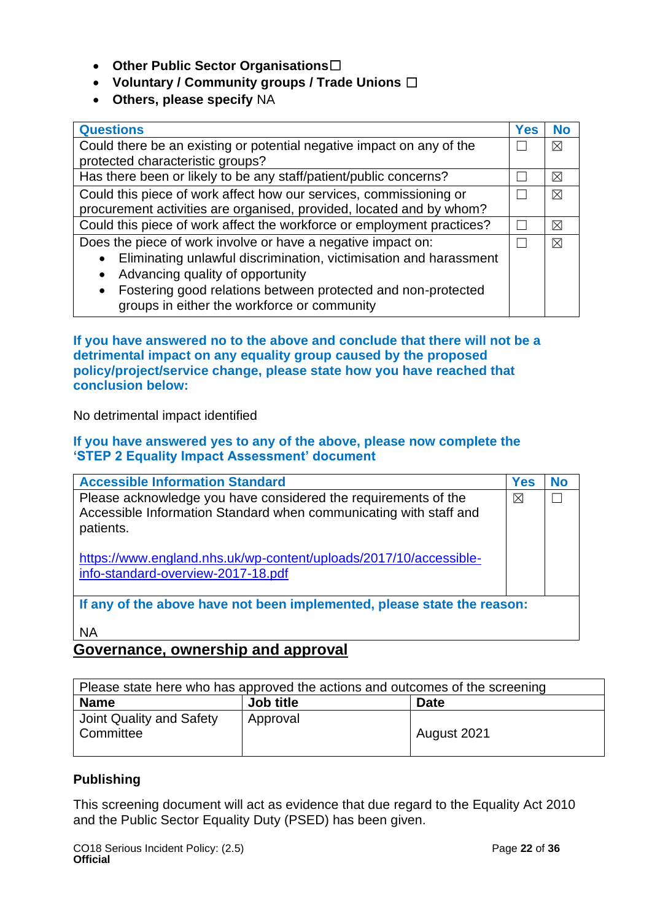- **Other Public Sector Organisations** ☐
- **Voluntary / Community groups / Trade Unions** ☐
- **Others, please specify** NA

| Questions | Yes | No |
|---|---|---|
| Could there be an existing or potential negative impact on any of the protected characteristic groups? | ☐ | ☒ |
| Has there been or likely to be any staff/patient/public concerns? | ☐ | ☒ |
| Could this piece of work affect how our services, commissioning or procurement activities are organised, provided, located and by whom? | ☐ | ☒ |
| Could this piece of work affect the workforce or employment practices? | ☐ | ☒ |
| Does the piece of work involve or have a negative impact on:<br>• Eliminating unlawful discrimination, victimisation and harassment<br>• Advancing quality of opportunity<br>• Fostering good relations between protected and non-protected groups in either the workforce or community | ☐ | ☒ |

**If you have answered no to the above and conclude that there will not be a detrimental impact on any equality group caused by the proposed policy/project/service change, please state how you have reached that conclusion below:**

No detrimental impact identified

**If you have answered yes to any of the above, please now complete the 'STEP 2 Equality Impact Assessment' document**

| Accessible Information Standard | Yes | No |
|---|---|---|
| Please acknowledge you have considered the requirements of the Accessible Information Standard when communicating with staff and patients.<br><br>https://www.england.nhs.uk/wp-content/uploads/2017/10/accessible-info-standard-overview-2017-18.pdf | ☒ | ☐ |
| **If any of the above have not been implemented, please state the reason:**<br><br>NA | | |

## Governance, ownership and approval

| Please state here who has approved the actions and outcomes of the screening | | |
|---|---|---|
| **Name** | **Job title** | **Date** |
| Joint Quality and Safety Committee | Approval | August 2021 |

**Publishing**

This screening document will act as evidence that due regard to the Equality Act 2010 and the Public Sector Equality Duty (PSED) has been given.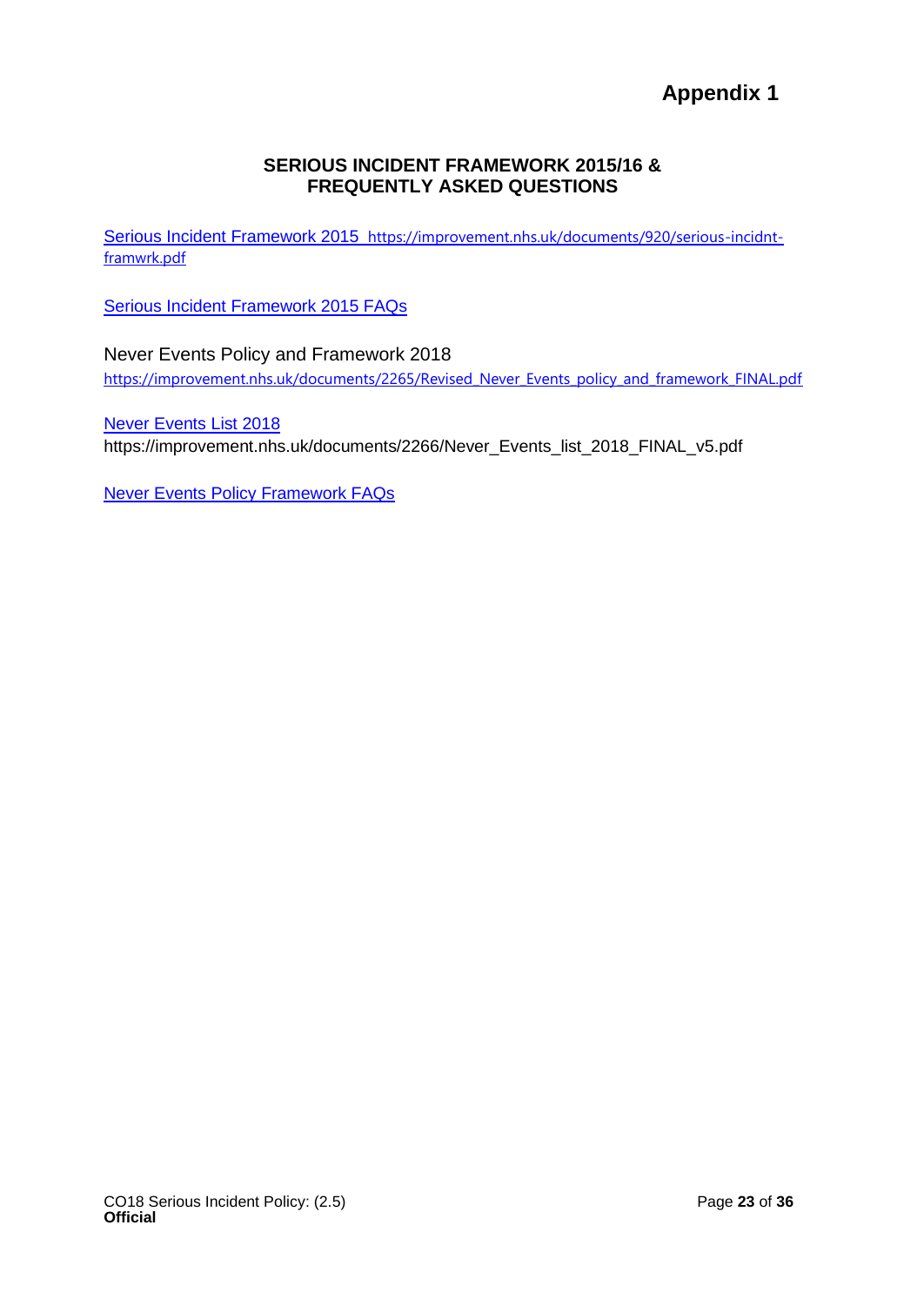# Appendix 1

## SERIOUS INCIDENT FRAMEWORK 2015/16 & FREQUENTLY ASKED QUESTIONS

Serious Incident Framework 2015 https://improvement.nhs.uk/documents/920/serious-incidnt-framwrk.pdf

Serious Incident Framework 2015 FAQs

Never Events Policy and Framework 2018
https://improvement.nhs.uk/documents/2265/Revised_Never_Events_policy_and_framework_FINAL.pdf

Never Events List 2018
https://improvement.nhs.uk/documents/2266/Never_Events_list_2018_FINAL_v5.pdf

Never Events Policy Framework FAQs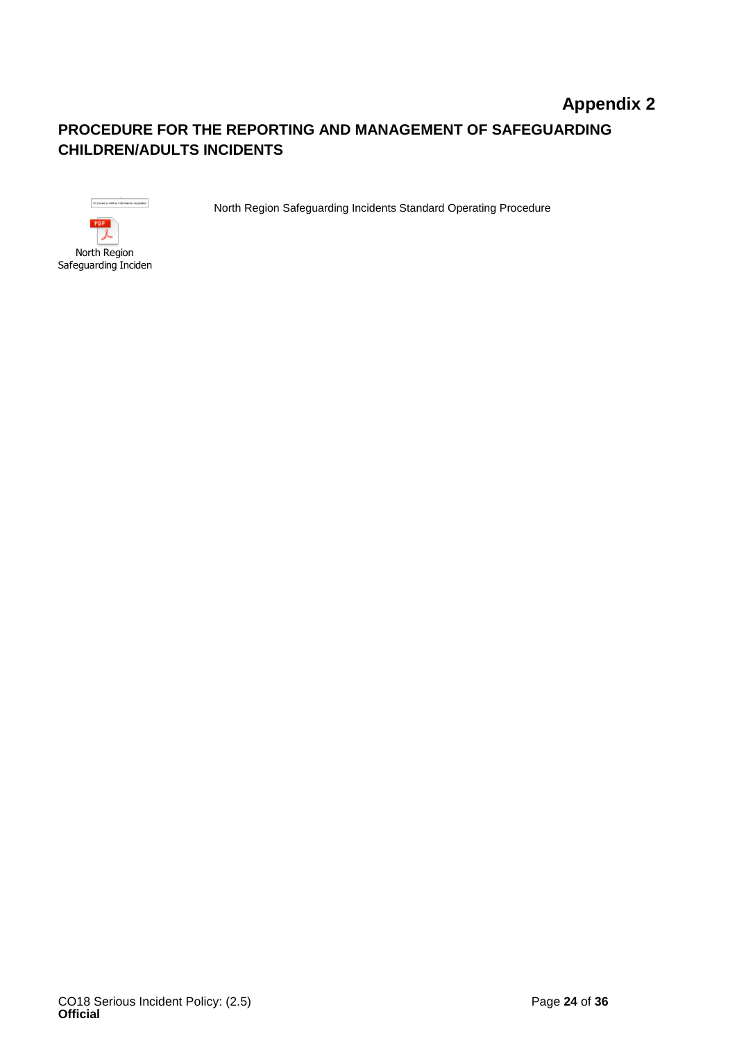**Appendix 2**

## PROCEDURE FOR THE REPORTING AND MANAGEMENT OF SAFEGUARDING CHILDREN/ADULTS INCIDENTS

North Region Safeguarding Inciden

North Region Safeguarding Incidents Standard Operating Procedure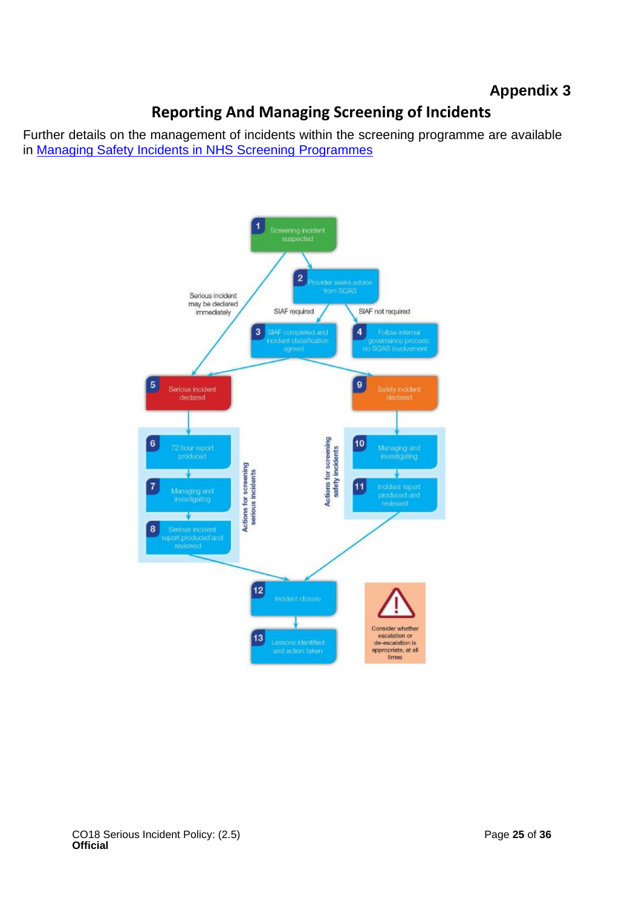**Appendix 3**

## Reporting And Managing Screening of Incidents

Further details on the management of incidents within the screening programme are available in [Managing Safety Incidents in NHS Screening Programmes]

1 Screening incident suspected

2 Provider seeks advice from SQAS

Serious incident may be declared immediately

SIAF required

SIAF not required

3 SIAF completed and incident classification agreed

4 Follow internal governance process; no SQAS involvement

5 Serious incident declared

9 Safety incident declared

Actions for screening serious incidents

6 72 hour report produced

7 Managing and investigating

8 Serious incident report produced and reviewed

Actions for screening safety incidents

10 Managing and investigating

11 Incident report produced and reviewed

12 Incident closure

13 Lessons identified and action taken

Consider whether escalation or de-escalation is appropriate, at all times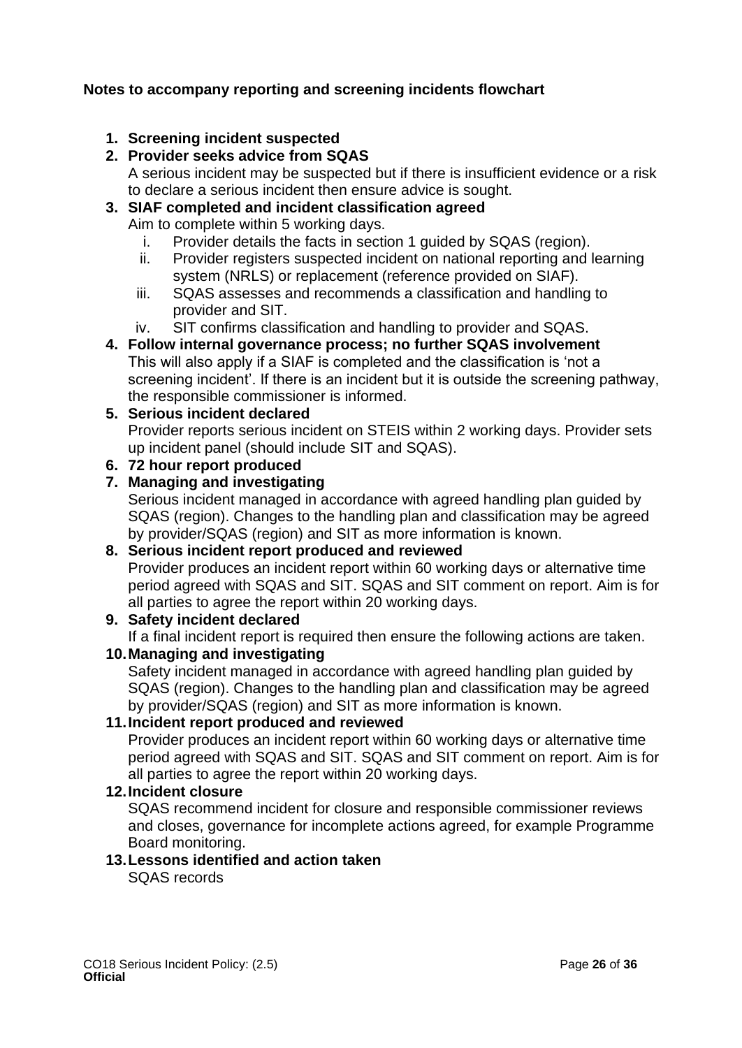**Notes to accompany reporting and screening incidents flowchart**

1. **Screening incident suspected**
2. **Provider seeks advice from SQAS**
   A serious incident may be suspected but if there is insufficient evidence or a risk to declare a serious incident then ensure advice is sought.
3. **SIAF completed and incident classification agreed**
   Aim to complete within 5 working days.
   i. Provider details the facts in section 1 guided by SQAS (region).
   ii. Provider registers suspected incident on national reporting and learning system (NRLS) or replacement (reference provided on SIAF).
   iii. SQAS assesses and recommends a classification and handling to provider and SIT.
   iv. SIT confirms classification and handling to provider and SQAS.
4. **Follow internal governance process; no further SQAS involvement**
   This will also apply if a SIAF is completed and the classification is 'not a screening incident'. If there is an incident but it is outside the screening pathway, the responsible commissioner is informed.
5. **Serious incident declared**
   Provider reports serious incident on STEIS within 2 working days. Provider sets up incident panel (should include SIT and SQAS).
6. **72 hour report produced**
7. **Managing and investigating**
   Serious incident managed in accordance with agreed handling plan guided by SQAS (region). Changes to the handling plan and classification may be agreed by provider/SQAS (region) and SIT as more information is known.
8. **Serious incident report produced and reviewed**
   Provider produces an incident report within 60 working days or alternative time period agreed with SQAS and SIT. SQAS and SIT comment on report. Aim is for all parties to agree the report within 20 working days.
9. **Safety incident declared**
   If a final incident report is required then ensure the following actions are taken.
10. **Managing and investigating**
    Safety incident managed in accordance with agreed handling plan guided by SQAS (region). Changes to the handling plan and classification may be agreed by provider/SQAS (region) and SIT as more information is known.
11. **Incident report produced and reviewed**
    Provider produces an incident report within 60 working days or alternative time period agreed with SQAS and SIT. SQAS and SIT comment on report. Aim is for all parties to agree the report within 20 working days.
12. **Incident closure**
    SQAS recommend incident for closure and responsible commissioner reviews and closes, governance for incomplete actions agreed, for example Programme Board monitoring.
13. **Lessons identified and action taken**
    SQAS records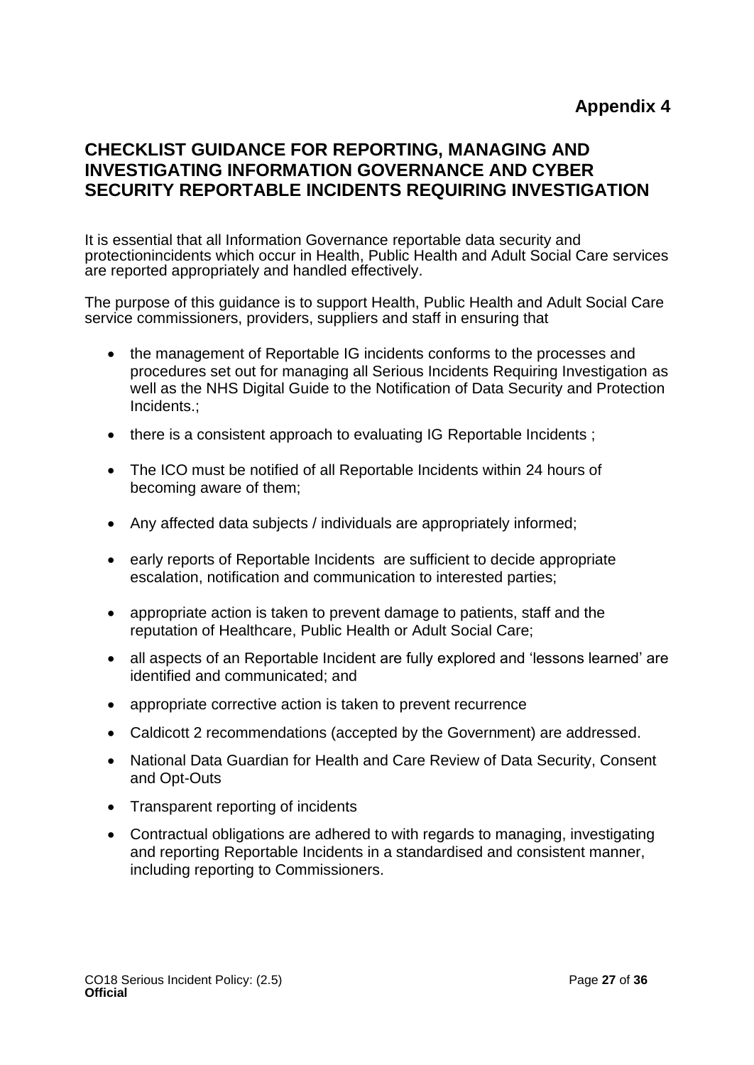**Appendix 4**

## CHECKLIST GUIDANCE FOR REPORTING, MANAGING AND INVESTIGATING INFORMATION GOVERNANCE AND CYBER SECURITY REPORTABLE INCIDENTS REQUIRING INVESTIGATION

It is essential that all Information Governance reportable data security and protectionincidents which occur in Health, Public Health and Adult Social Care services are reported appropriately and handled effectively.

The purpose of this guidance is to support Health, Public Health and Adult Social Care service commissioners, providers, suppliers and staff in ensuring that

- the management of Reportable IG incidents conforms to the processes and procedures set out for managing all Serious Incidents Requiring Investigation as well as the NHS Digital Guide to the Notification of Data Security and Protection Incidents.;
- there is a consistent approach to evaluating IG Reportable Incidents ;
- The ICO must be notified of all Reportable Incidents within 24 hours of becoming aware of them;
- Any affected data subjects / individuals are appropriately informed;
- early reports of Reportable Incidents are sufficient to decide appropriate escalation, notification and communication to interested parties;
- appropriate action is taken to prevent damage to patients, staff and the reputation of Healthcare, Public Health or Adult Social Care;
- all aspects of an Reportable Incident are fully explored and 'lessons learned' are identified and communicated; and
- appropriate corrective action is taken to prevent recurrence
- Caldicott 2 recommendations (accepted by the Government) are addressed.
- National Data Guardian for Health and Care Review of Data Security, Consent and Opt-Outs
- Transparent reporting of incidents
- Contractual obligations are adhered to with regards to managing, investigating and reporting Reportable Incidents in a standardised and consistent manner, including reporting to Commissioners.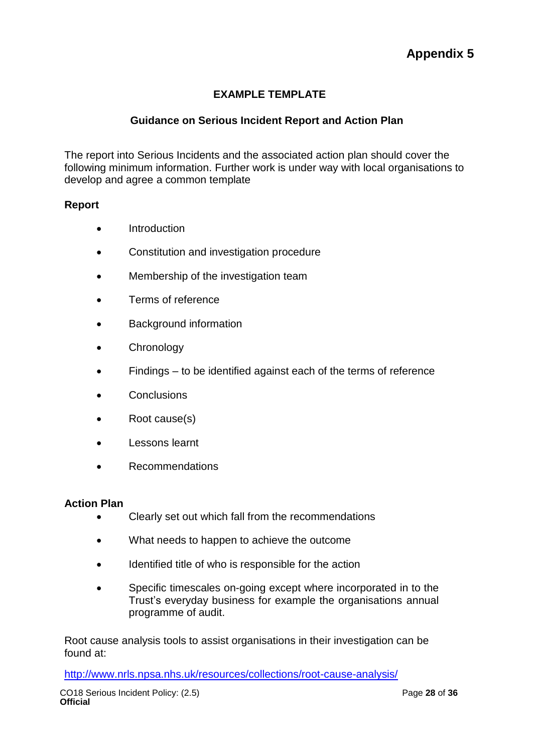# Appendix 5

## EXAMPLE TEMPLATE

### Guidance on Serious Incident Report and Action Plan

The report into Serious Incidents and the associated action plan should cover the following minimum information. Further work is under way with local organisations to develop and agree a common template

**Report**

- Introduction
- Constitution and investigation procedure
- Membership of the investigation team
- Terms of reference
- Background information
- Chronology
- Findings – to be identified against each of the terms of reference
- Conclusions
- Root cause(s)
- Lessons learnt
- Recommendations

**Action Plan**

- Clearly set out which fall from the recommendations
- What needs to happen to achieve the outcome
- Identified title of who is responsible for the action
- Specific timescales on-going except where incorporated in to the Trust's everyday business for example the organisations annual programme of audit.

Root cause analysis tools to assist organisations in their investigation can be found at:

http://www.nrls.npsa.nhs.uk/resources/collections/root-cause-analysis/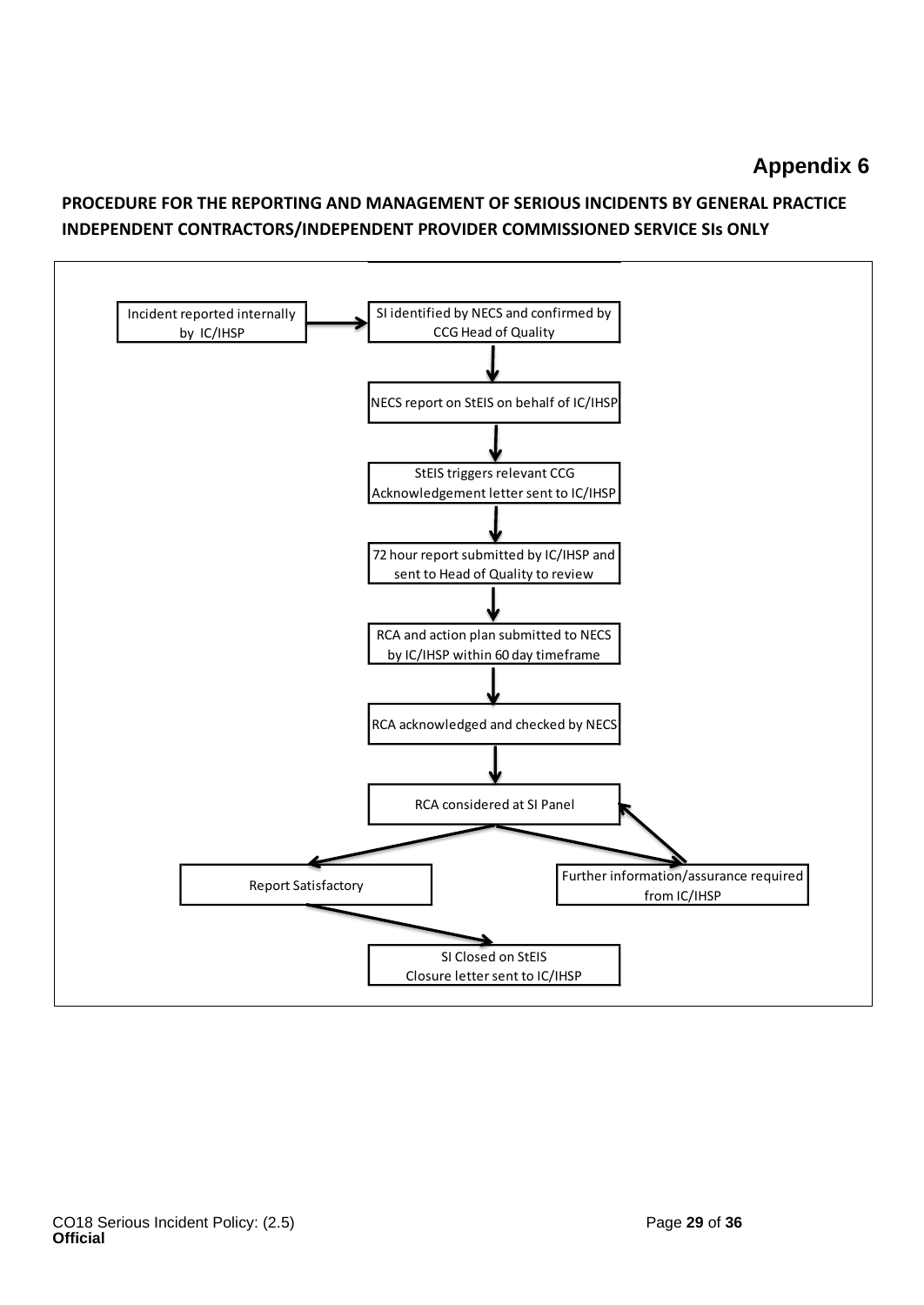## Appendix 6

**PROCEDURE FOR THE REPORTING AND MANAGEMENT OF SERIOUS INCIDENTS BY GENERAL PRACTICE INDEPENDENT CONTRACTORS/INDEPENDENT PROVIDER COMMISSIONED SERVICE SIs ONLY**

Incident reported internally by IC/IHSP → SI identified by NECS and confirmed by CCG Head of Quality

↓

NECS report on StEIS on behalf of IC/IHSP

↓

StEIS triggers relevant CCG Acknowledgement letter sent to IC/IHSP

↓

72 hour report submitted by IC/IHSP and sent to Head of Quality to review

↓

RCA and action plan submitted to NECS by IC/IHSP within 60 day timeframe

↓

RCA acknowledged and checked by NECS

↓

RCA considered at SI Panel

↓ (two outcomes)

- Report Satisfactory → SI Closed on StEIS. Closure letter sent to IC/IHSP
- Further information/assurance required from IC/IHSP → returns to RCA considered at SI Panel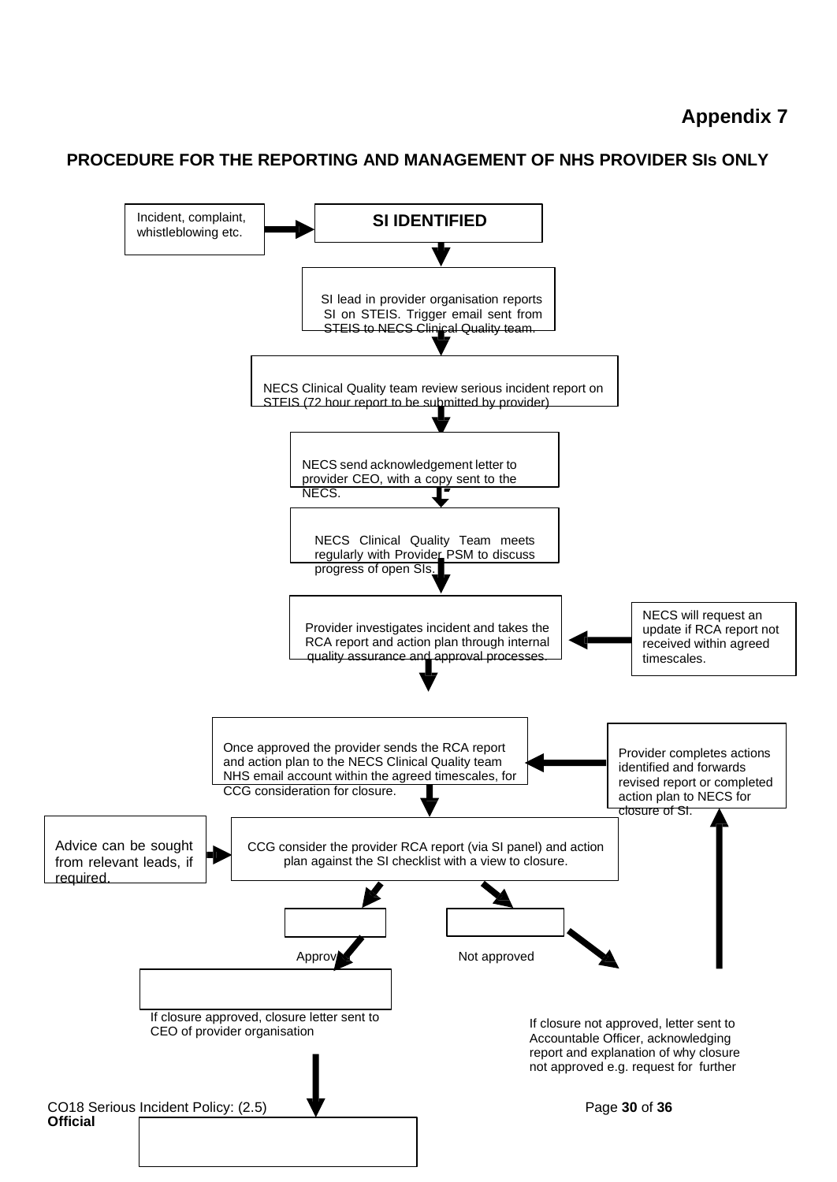**Appendix 7**

## PROCEDURE FOR THE REPORTING AND MANAGEMENT OF NHS PROVIDER SIs ONLY

Incident, complaint, whistleblowing etc. → **SI IDENTIFIED**

↓

SI lead in provider organisation reports SI on STEIS. Trigger email sent from STEIS to NECS Clinical Quality team.

↓

NECS Clinical Quality team review serious incident report on STEIS (72 hour report to be submitted by provider)

↓

NECS send acknowledgement letter to provider CEO, with a copy sent to the NECS.

↓

NECS Clinical Quality Team meets regularly with Provider PSM to discuss progress of open SIs.

↓

Provider investigates incident and takes the RCA report and action plan through internal quality assurance and approval processes. ← NECS will request an update if RCA report not received within agreed timescales.

↓

Once approved the provider sends the RCA report and action plan to the NECS Clinical Quality team NHS email account within the agreed timescales, for CCG consideration for closure. ← Provider completes actions identified and forwards revised report or completed action plan to NECS for closure of SI.

↓

Advice can be sought from relevant leads, if required. → CCG consider the provider RCA report (via SI panel) and action plan against the SI checklist with a view to closure.

↓

Approved | Not approved

If closure approved, closure letter sent to CEO of provider organisation

If closure not approved, letter sent to Accountable Officer, acknowledging report and explanation of why closure not approved e.g. request for further

**Official**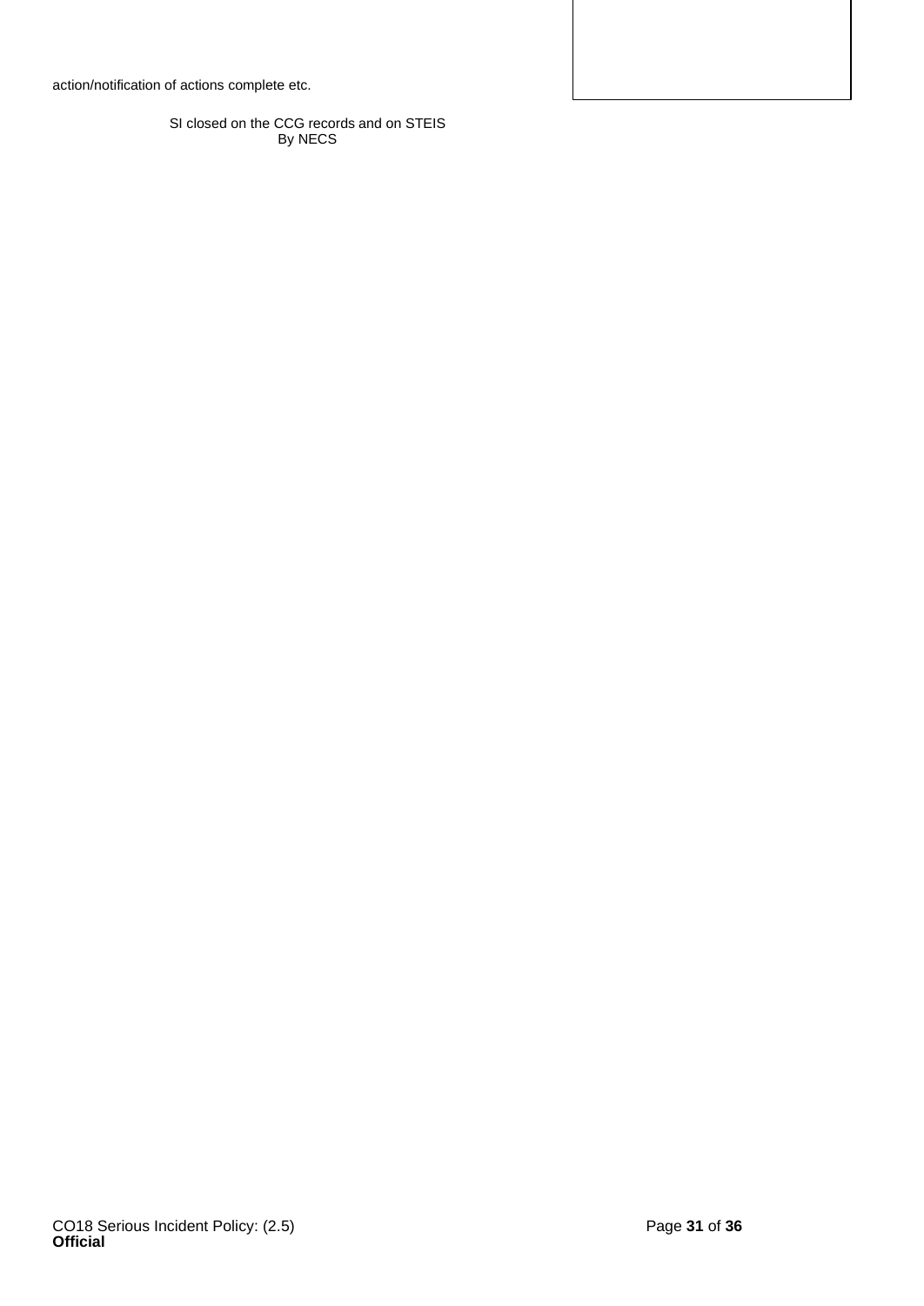action/notification of actions complete etc.

SI closed on the CCG records and on STEIS
By NECS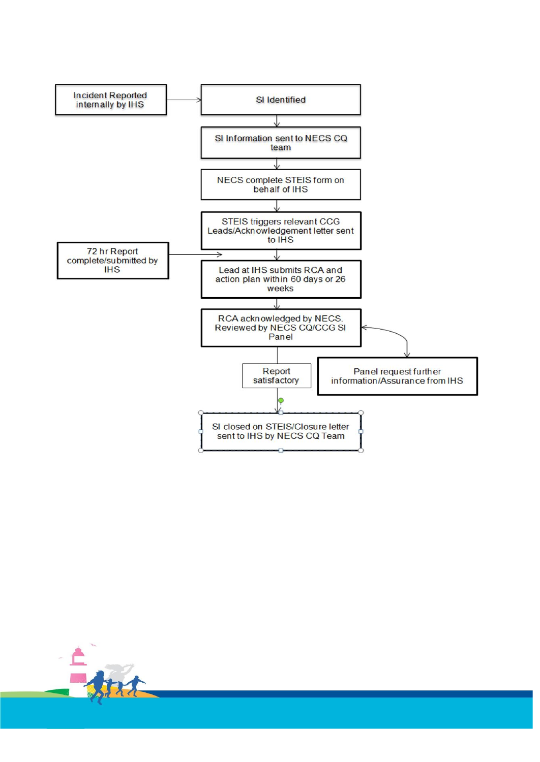Incident Reported internally by IHS

SI Identified

SI Information sent to NECS CQ team

NECS complete STEIS form on behalf of IHS

STEIS triggers relevant CCG Leads/Acknowledgement letter sent to IHS

72 hr Report complete/submitted by IHS

Lead at IHS submits RCA and action plan within 60 days or 26 weeks

RCA acknowledged by NECS. Reviewed by NECS CQ/CCG SI Panel

Panel request further information/Assurance from IHS

Report satisfactory

SI closed on STEIS/Closure letter sent to IHS by NECS CQ Team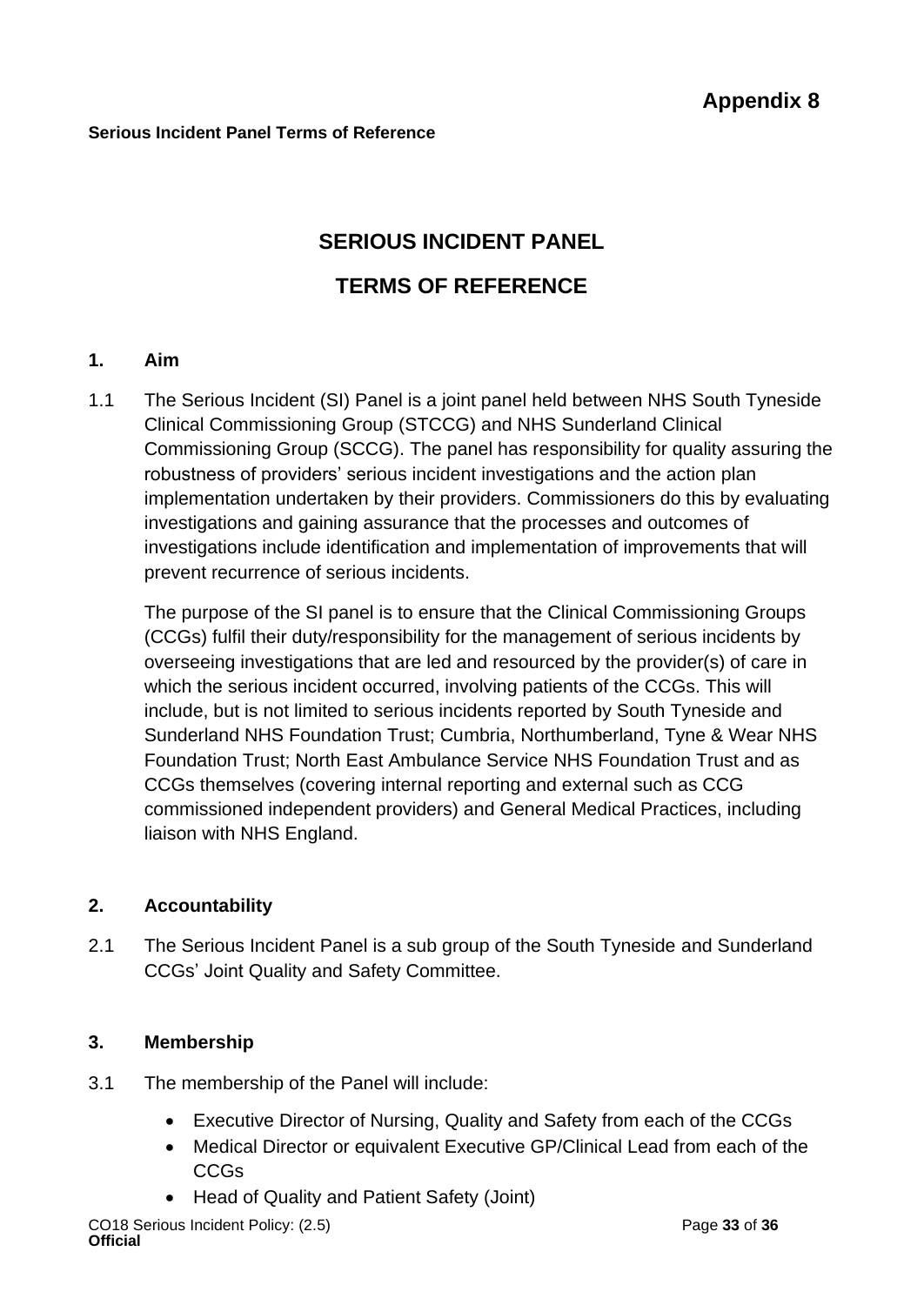# Appendix 8

**Serious Incident Panel Terms of Reference**

## SERIOUS INCIDENT PANEL

## TERMS OF REFERENCE

### 1. Aim

1.1 The Serious Incident (SI) Panel is a joint panel held between NHS South Tyneside Clinical Commissioning Group (STCCG) and NHS Sunderland Clinical Commissioning Group (SCCG). The panel has responsibility for quality assuring the robustness of providers' serious incident investigations and the action plan implementation undertaken by their providers. Commissioners do this by evaluating investigations and gaining assurance that the processes and outcomes of investigations include identification and implementation of improvements that will prevent recurrence of serious incidents.

The purpose of the SI panel is to ensure that the Clinical Commissioning Groups (CCGs) fulfil their duty/responsibility for the management of serious incidents by overseeing investigations that are led and resourced by the provider(s) of care in which the serious incident occurred, involving patients of the CCGs. This will include, but is not limited to serious incidents reported by South Tyneside and Sunderland NHS Foundation Trust; Cumbria, Northumberland, Tyne & Wear NHS Foundation Trust; North East Ambulance Service NHS Foundation Trust and as CCGs themselves (covering internal reporting and external such as CCG commissioned independent providers) and General Medical Practices, including liaison with NHS England.

### 2. Accountability

2.1 The Serious Incident Panel is a sub group of the South Tyneside and Sunderland CCGs' Joint Quality and Safety Committee.

### 3. Membership

3.1 The membership of the Panel will include:

- Executive Director of Nursing, Quality and Safety from each of the CCGs
- Medical Director or equivalent Executive GP/Clinical Lead from each of the CCGs
- Head of Quality and Patient Safety (Joint)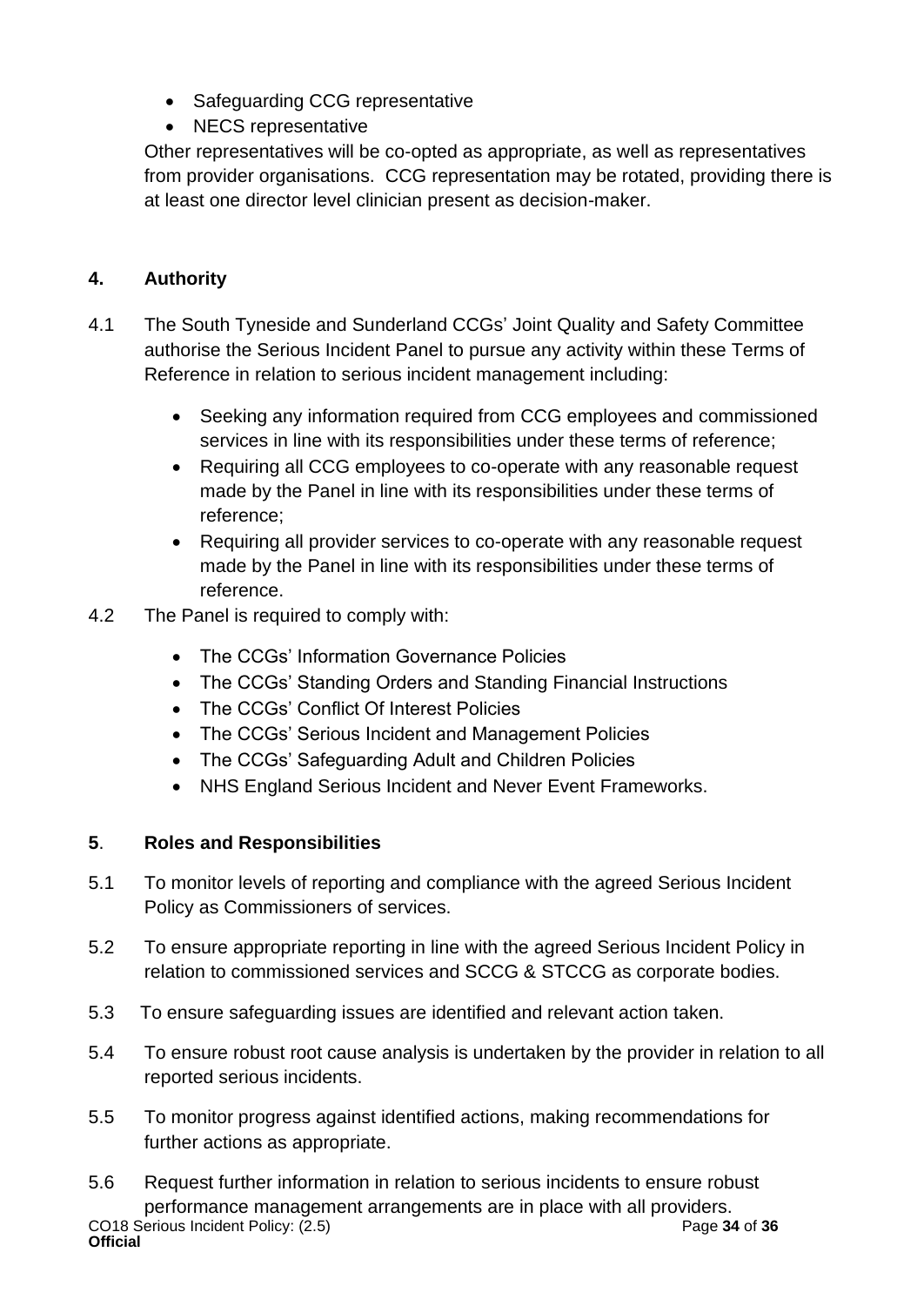- Safeguarding CCG representative
- NECS representative

Other representatives will be co-opted as appropriate, as well as representatives from provider organisations. CCG representation may be rotated, providing there is at least one director level clinician present as decision-maker.

## 4. Authority

4.1 The South Tyneside and Sunderland CCGs' Joint Quality and Safety Committee authorise the Serious Incident Panel to pursue any activity within these Terms of Reference in relation to serious incident management including:

- Seeking any information required from CCG employees and commissioned services in line with its responsibilities under these terms of reference;
- Requiring all CCG employees to co-operate with any reasonable request made by the Panel in line with its responsibilities under these terms of reference;
- Requiring all provider services to co-operate with any reasonable request made by the Panel in line with its responsibilities under these terms of reference.

4.2 The Panel is required to comply with:

- The CCGs' Information Governance Policies
- The CCGs' Standing Orders and Standing Financial Instructions
- The CCGs' Conflict Of Interest Policies
- The CCGs' Serious Incident and Management Policies
- The CCGs' Safeguarding Adult and Children Policies
- NHS England Serious Incident and Never Event Frameworks.

## 5. Roles and Responsibilities

5.1 To monitor levels of reporting and compliance with the agreed Serious Incident Policy as Commissioners of services.

5.2 To ensure appropriate reporting in line with the agreed Serious Incident Policy in relation to commissioned services and SCCG & STCCG as corporate bodies.

5.3 To ensure safeguarding issues are identified and relevant action taken.

5.4 To ensure robust root cause analysis is undertaken by the provider in relation to all reported serious incidents.

5.5 To monitor progress against identified actions, making recommendations for further actions as appropriate.

5.6 Request further information in relation to serious incidents to ensure robust performance management arrangements are in place with all providers.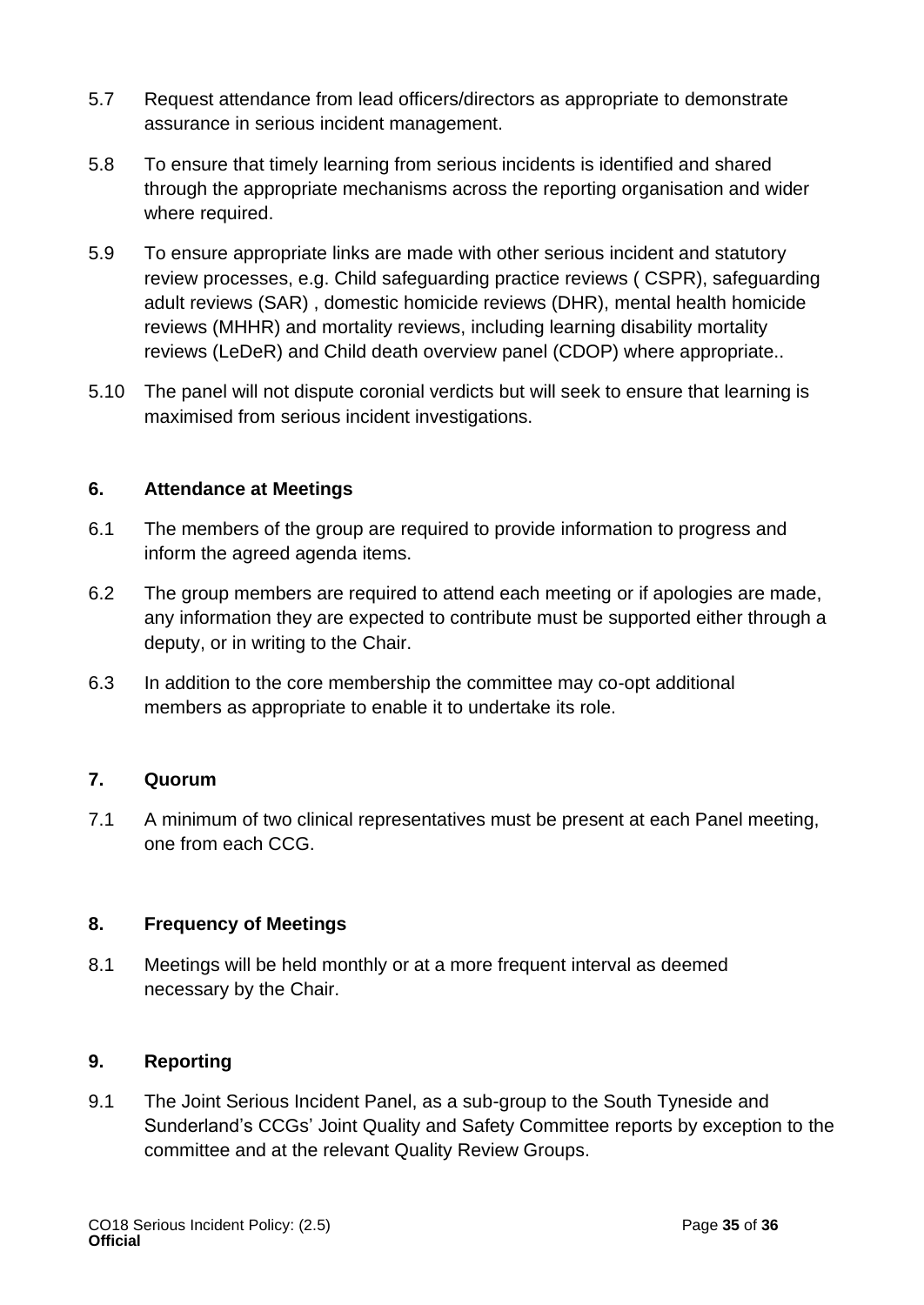5.7 Request attendance from lead officers/directors as appropriate to demonstrate assurance in serious incident management.

5.8 To ensure that timely learning from serious incidents is identified and shared through the appropriate mechanisms across the reporting organisation and wider where required.

5.9 To ensure appropriate links are made with other serious incident and statutory review processes, e.g. Child safeguarding practice reviews ( CSPR), safeguarding adult reviews (SAR) , domestic homicide reviews (DHR), mental health homicide reviews (MHHR) and mortality reviews, including learning disability mortality reviews (LeDeR) and Child death overview panel (CDOP) where appropriate..

5.10 The panel will not dispute coronial verdicts but will seek to ensure that learning is maximised from serious incident investigations.

## 6. Attendance at Meetings

6.1 The members of the group are required to provide information to progress and inform the agreed agenda items.

6.2 The group members are required to attend each meeting or if apologies are made, any information they are expected to contribute must be supported either through a deputy, or in writing to the Chair.

6.3 In addition to the core membership the committee may co-opt additional members as appropriate to enable it to undertake its role.

## 7. Quorum

7.1 A minimum of two clinical representatives must be present at each Panel meeting, one from each CCG.

## 8. Frequency of Meetings

8.1 Meetings will be held monthly or at a more frequent interval as deemed necessary by the Chair.

## 9. Reporting

9.1 The Joint Serious Incident Panel, as a sub-group to the South Tyneside and Sunderland's CCGs' Joint Quality and Safety Committee reports by exception to the committee and at the relevant Quality Review Groups.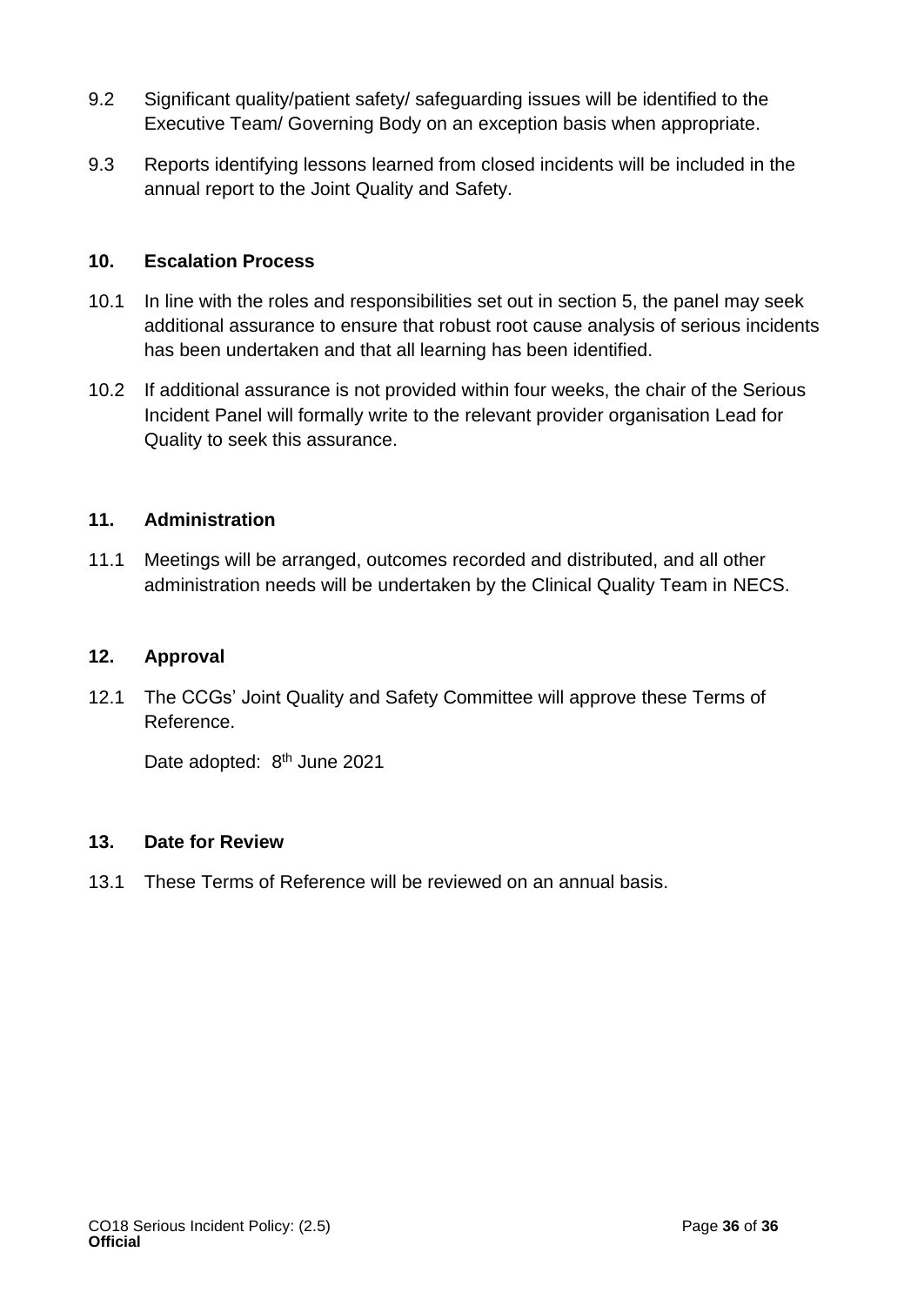9.2 Significant quality/patient safety/ safeguarding issues will be identified to the Executive Team/ Governing Body on an exception basis when appropriate.

9.3 Reports identifying lessons learned from closed incidents will be included in the annual report to the Joint Quality and Safety.

## 10. Escalation Process

10.1 In line with the roles and responsibilities set out in section 5, the panel may seek additional assurance to ensure that robust root cause analysis of serious incidents has been undertaken and that all learning has been identified.

10.2 If additional assurance is not provided within four weeks, the chair of the Serious Incident Panel will formally write to the relevant provider organisation Lead for Quality to seek this assurance.

## 11. Administration

11.1 Meetings will be arranged, outcomes recorded and distributed, and all other administration needs will be undertaken by the Clinical Quality Team in NECS.

## 12. Approval

12.1 The CCGs' Joint Quality and Safety Committee will approve these Terms of Reference.

Date adopted: 8th June 2021

## 13. Date for Review

13.1 These Terms of Reference will be reviewed on an annual basis.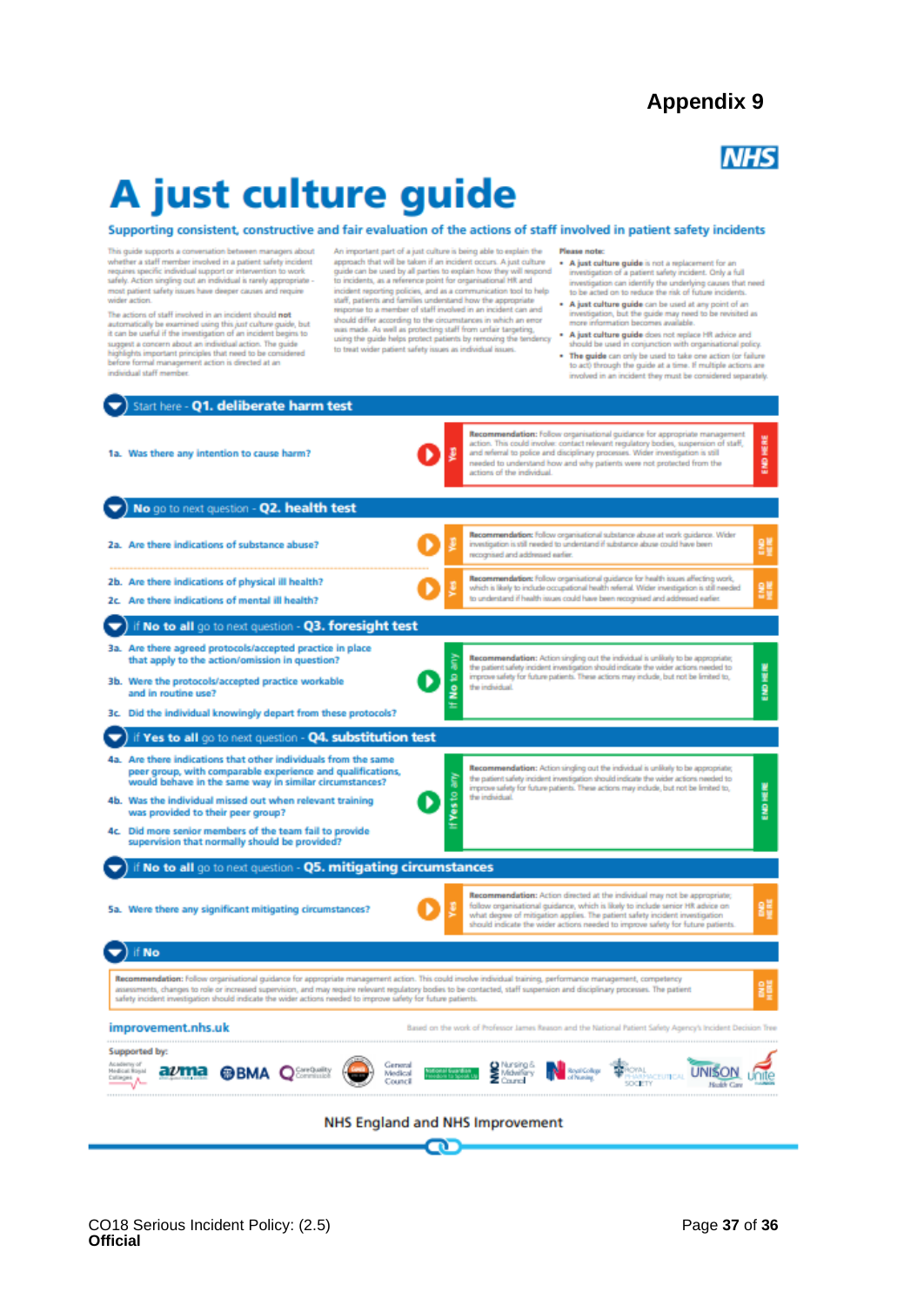# Appendix 9

# A just culture guide

## Supporting consistent, constructive and fair evaluation of the actions of staff involved in patient safety incidents

This guide supports a conversation between managers about whether a staff member involved in a patient safety incident requires specific individual support or intervention to work safely. Action singling out an individual is rarely appropriate - most patient safety issues have deeper causes and require wider action.

The actions of staff involved in an incident should **not** automatically be examined using this just culture guide, but it can be useful if the investigation of an incident begins to suggest a concern about an individual action. The guide highlights important principles that need to be considered before formal management action is directed at an individual staff member.

An important part of a just culture is being able to explain the approach that will be taken if an incident occurs. A just culture guide can be used by all parties to explain how they will respond to incidents, as a reference point for organisational HR and incident reporting policies, and as a communication tool to help staff, patients and families understand how the appropriate response to a member of staff involved in an incident can and should differ according to the circumstances in which an error was made. As well as protecting staff from unfair targeting, using the guide helps protect patients by removing the tendency to treat wider patient safety issues as individual issues.

**Please note:**

- **A just culture guide** is not a replacement for an investigation of a patient safety incident. Only a full investigation can identify the underlying causes that need to be acted on to reduce the risk of future incidents.
- **A just culture guide** can be used at any point of an investigation, but the guide may need to be revisited as more information becomes available.
- **A just culture guide** does not replace HR advice and should be used in conjunction with organisational policy.
- **The guide** can only be used to take one action (or failure to act) through the guide at a time. If multiple actions are involved in an incident they must be considered separately.

### Start here - Q1. deliberate harm test

**1a. Was there any intention to cause harm?**

Yes → **Recommendation:** Follow organisational guidance for appropriate management action. This could involve: contact relevant regulatory bodies, suspension of staff, and referral to police and disciplinary processes. Wider investigation is still needed to understand how and why patients were not protected from the actions of the individual. **END HERE**

### No go to next question - Q2. health test

**2a. Are there indications of substance abuse?**

Yes → **Recommendation:** Follow organisational substance abuse at work guidance. Wider investigation is still needed to understand if substance abuse could have been recognised and addressed earlier. **END HERE**

**2b. Are there indications of physical ill health?**

**2c. Are there indications of mental ill health?**

Yes → **Recommendation:** Follow organisational guidance for health issues affecting work, which is likely to include occupational health referral. Wider investigation is still needed to understand if health issues could have been recognised and addressed earlier. **END HERE**

### If No to all go to next question - Q3. foresight test

**3a. Are there agreed protocols/accepted practice in place that apply to the action/omission in question?**

**3b. Were the protocols/accepted practice workable and in routine use?**

**3c. Did the individual knowingly depart from these protocols?**

If No to any → **Recommendation:** Action singling out the individual is unlikely to be appropriate; the patient safety incident investigation should indicate the wider actions needed to improve safety for future patients. These actions may include, but not be limited to, the individual. **END HERE**

### If Yes to all go to next question - Q4. substitution test

**4a. Are there indications that other individuals from the same peer group, with comparable experience and qualifications, would behave in the same way in similar circumstances?**

**4b. Was the individual missed out when relevant training was provided to their peer group?**

**4c. Did more senior members of the team fail to provide supervision that normally should be provided?**

If Yes to any → **Recommendation:** Action singling out the individual is unlikely to be appropriate; the patient safety incident investigation should indicate the wider actions needed to improve safety for future patients. These actions may include, but not be limited to, the individual. **END HERE**

### If No to all go to next question - Q5. mitigating circumstances

**5a. Were there any significant mitigating circumstances?**

Yes → **Recommendation:** Action directed at the individual may not be appropriate; follow organisational guidance, which is likely to include senior HR advice on what degree of mitigation applies. The patient safety incident investigation should indicate the wider actions needed to improve safety for future patients. **END HERE**

### If No

**Recommendation:** Follow organisational guidance for appropriate management action. This could involve individual training, performance management, competency assessments, changes to role or increased supervision, and may require relevant regulatory bodies to be contacted, staff suspension and disciplinary processes. The patient safety incident investigation should indicate the wider actions needed to improve safety for future patients. **END HERE**

improvement.nhs.uk

Based on the work of Professor James Reason and the National Patient Safety Agency's Incident Decision Tree

Supported by: Academy of Medical Royal Colleges, AvMA, BMA, Care Quality Commission, General Medical Council, National Guardian Freedom to Speak Up, Nursing & Midwifery Council, Royal College of Nursing, Royal Pharmaceutical Society, UNISON, Unite

NHS England and NHS Improvement

CO18 Serious Incident Policy: (2.5)
**Official**